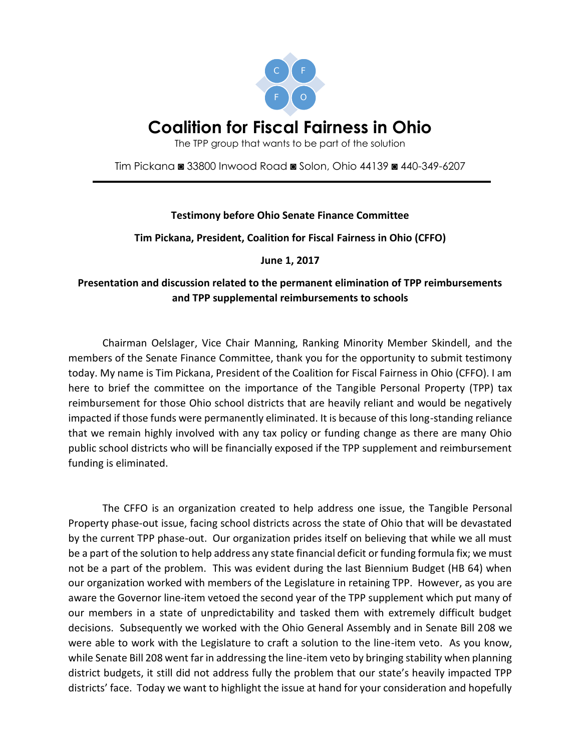# Coalition for Fiscal Fairness in Ohio

The TPP group that wants to be part of the solution

Tim Pickana ◙ 33800 Inwood Road ◙ Solon, Ohio 44139 ◙ 440-349-6207

---

**Testimony before Ohio Senate Finance Committee**

**Tim Pickana, President, Coalition for Fiscal Fairness in Ohio (CFFO)**

**June 1, 2017**

**Presentation and discussion related to the permanent elimination of TPP reimbursements and TPP supplemental reimbursements to schools**

Chairman Oelslager, Vice Chair Manning, Ranking Minority Member Skindell, and the members of the Senate Finance Committee, thank you for the opportunity to submit testimony today. My name is Tim Pickana, President of the Coalition for Fiscal Fairness in Ohio (CFFO). I am here to brief the committee on the importance of the Tangible Personal Property (TPP) tax reimbursement for those Ohio school districts that are heavily reliant and would be negatively impacted if those funds were permanently eliminated. It is because of this long-standing reliance that we remain highly involved with any tax policy or funding change as there are many Ohio public school districts who will be financially exposed if the TPP supplement and reimbursement funding is eliminated.

The CFFO is an organization created to help address one issue, the Tangible Personal Property phase-out issue, facing school districts across the state of Ohio that will be devastated by the current TPP phase-out. Our organization prides itself on believing that while we all must be a part of the solution to help address any state financial deficit or funding formula fix; we must not be a part of the problem. This was evident during the last Biennium Budget (HB 64) when our organization worked with members of the Legislature in retaining TPP. However, as you are aware the Governor line-item vetoed the second year of the TPP supplement which put many of our members in a state of unpredictability and tasked them with extremely difficult budget decisions. Subsequently we worked with the Ohio General Assembly and in Senate Bill 208 we were able to work with the Legislature to craft a solution to the line-item veto. As you know, while Senate Bill 208 went far in addressing the line-item veto by bringing stability when planning district budgets, it still did not address fully the problem that our state's heavily impacted TPP districts' face. Today we want to highlight the issue at hand for your consideration and hopefully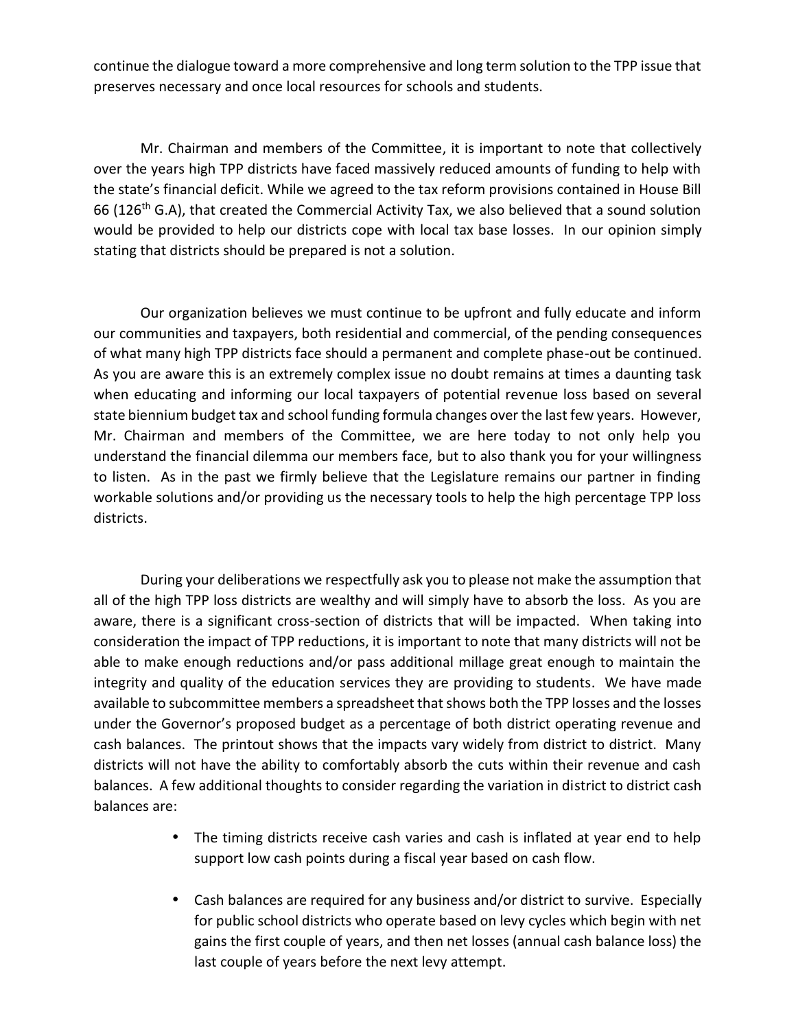continue the dialogue toward a more comprehensive and long term solution to the TPP issue that preserves necessary and once local resources for schools and students.

Mr. Chairman and members of the Committee, it is important to note that collectively over the years high TPP districts have faced massively reduced amounts of funding to help with the state's financial deficit. While we agreed to the tax reform provisions contained in House Bill 66 (126th G.A), that created the Commercial Activity Tax, we also believed that a sound solution would be provided to help our districts cope with local tax base losses. In our opinion simply stating that districts should be prepared is not a solution.

Our organization believes we must continue to be upfront and fully educate and inform our communities and taxpayers, both residential and commercial, of the pending consequences of what many high TPP districts face should a permanent and complete phase-out be continued. As you are aware this is an extremely complex issue no doubt remains at times a daunting task when educating and informing our local taxpayers of potential revenue loss based on several state biennium budget tax and school funding formula changes over the last few years. However, Mr. Chairman and members of the Committee, we are here today to not only help you understand the financial dilemma our members face, but to also thank you for your willingness to listen. As in the past we firmly believe that the Legislature remains our partner in finding workable solutions and/or providing us the necessary tools to help the high percentage TPP loss districts.

During your deliberations we respectfully ask you to please not make the assumption that all of the high TPP loss districts are wealthy and will simply have to absorb the loss. As you are aware, there is a significant cross-section of districts that will be impacted. When taking into consideration the impact of TPP reductions, it is important to note that many districts will not be able to make enough reductions and/or pass additional millage great enough to maintain the integrity and quality of the education services they are providing to students. We have made available to subcommittee members a spreadsheet that shows both the TPP losses and the losses under the Governor's proposed budget as a percentage of both district operating revenue and cash balances. The printout shows that the impacts vary widely from district to district. Many districts will not have the ability to comfortably absorb the cuts within their revenue and cash balances. A few additional thoughts to consider regarding the variation in district to district cash balances are:

- The timing districts receive cash varies and cash is inflated at year end to help support low cash points during a fiscal year based on cash flow.
- Cash balances are required for any business and/or district to survive. Especially for public school districts who operate based on levy cycles which begin with net gains the first couple of years, and then net losses (annual cash balance loss) the last couple of years before the next levy attempt.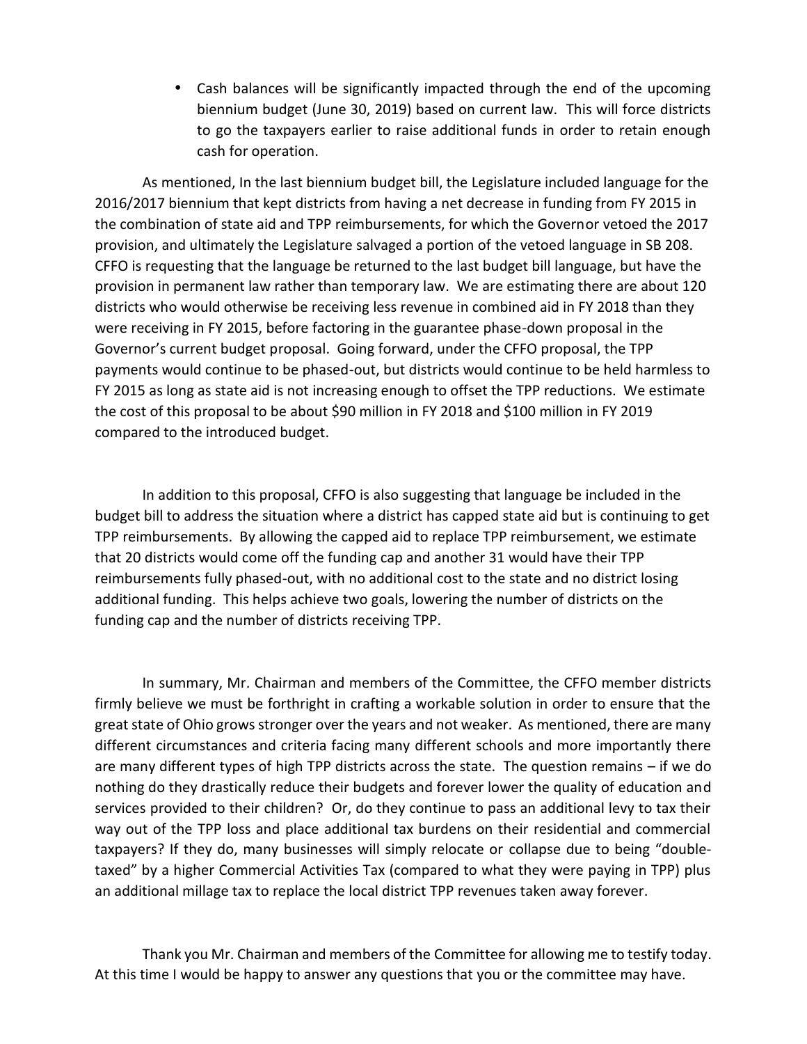- Cash balances will be significantly impacted through the end of the upcoming biennium budget (June 30, 2019) based on current law. This will force districts to go the taxpayers earlier to raise additional funds in order to retain enough cash for operation.

As mentioned, In the last biennium budget bill, the Legislature included language for the 2016/2017 biennium that kept districts from having a net decrease in funding from FY 2015 in the combination of state aid and TPP reimbursements, for which the Governor vetoed the 2017 provision, and ultimately the Legislature salvaged a portion of the vetoed language in SB 208. CFFO is requesting that the language be returned to the last budget bill language, but have the provision in permanent law rather than temporary law. We are estimating there are about 120 districts who would otherwise be receiving less revenue in combined aid in FY 2018 than they were receiving in FY 2015, before factoring in the guarantee phase-down proposal in the Governor's current budget proposal. Going forward, under the CFFO proposal, the TPP payments would continue to be phased-out, but districts would continue to be held harmless to FY 2015 as long as state aid is not increasing enough to offset the TPP reductions. We estimate the cost of this proposal to be about $90 million in FY 2018 and $100 million in FY 2019 compared to the introduced budget.

In addition to this proposal, CFFO is also suggesting that language be included in the budget bill to address the situation where a district has capped state aid but is continuing to get TPP reimbursements. By allowing the capped aid to replace TPP reimbursement, we estimate that 20 districts would come off the funding cap and another 31 would have their TPP reimbursements fully phased-out, with no additional cost to the state and no district losing additional funding. This helps achieve two goals, lowering the number of districts on the funding cap and the number of districts receiving TPP.

In summary, Mr. Chairman and members of the Committee, the CFFO member districts firmly believe we must be forthright in crafting a workable solution in order to ensure that the great state of Ohio grows stronger over the years and not weaker. As mentioned, there are many different circumstances and criteria facing many different schools and more importantly there are many different types of high TPP districts across the state. The question remains – if we do nothing do they drastically reduce their budgets and forever lower the quality of education and services provided to their children? Or, do they continue to pass an additional levy to tax their way out of the TPP loss and place additional tax burdens on their residential and commercial taxpayers? If they do, many businesses will simply relocate or collapse due to being "double-taxed" by a higher Commercial Activities Tax (compared to what they were paying in TPP) plus an additional millage tax to replace the local district TPP revenues taken away forever.

Thank you Mr. Chairman and members of the Committee for allowing me to testify today. At this time I would be happy to answer any questions that you or the committee may have.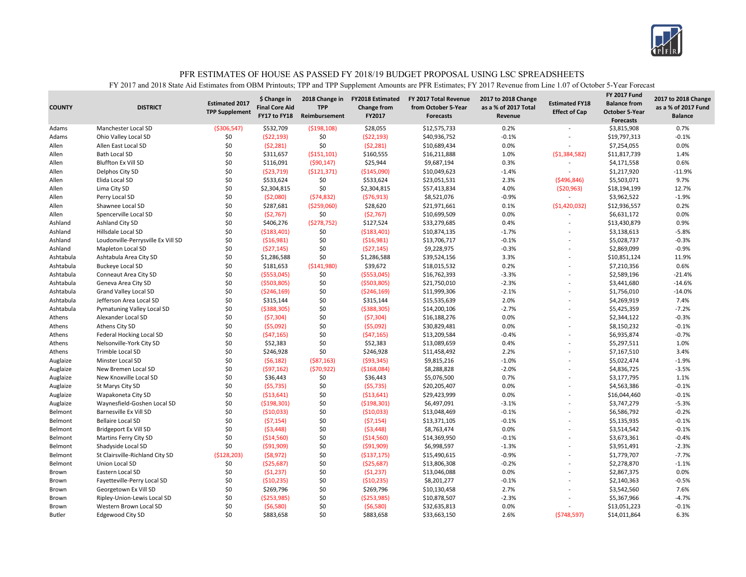# PFR ESTIMATES OF HOUSE AS PASSED FY 2018/19 BUDGET PROPOSAL USING LSC SPREADSHEETS

FY 2017 and 2018 State Aid Estimates from OBM Printouts; TPP and TPP Supplement Amounts are PFR Estimates; FY 2017 Revenue from Line 1.07 of October 5-Year Forecast

| COUNTY | DISTRICT | Estimated 2017 TPP Supplement | $ Change in Final Core Aid FY17 to FY18 | 2018 Change in TPP Reimbursement | FY2018 Estimated Change from FY2017 | FY 2017 Total Revenue from October 5-Year Forecasts | 2017 to 2018 Change as a % of 2017 Total Revenue | Estimated FY18 Effect of Cap | FY 2017 Fund Balance from October 5-Year Forecasts | 2017 to 2018 Change as a % of 2017 Fund Balance |
|---|---|---|---|---|---|---|---|---|---|---|
| Adams | Manchester Local SD | ($306,547) | $532,709 | ($198,108) | $28,055 | $12,575,733 | 0.2% | - | $3,815,908 | 0.7% |
| Adams | Ohio Valley Local SD | $0 | ($22,193) | $0 | ($22,193) | $40,936,752 | -0.1% | - | $19,797,313 | -0.1% |
| Allen | Allen East Local SD | $0 | ($2,281) | $0 | ($2,281) | $10,689,434 | 0.0% | - | $7,254,055 | 0.0% |
| Allen | Bath Local SD | $0 | $311,657 | ($151,101) | $160,555 | $16,211,888 | 1.0% | ($1,384,582) | $11,817,739 | 1.4% |
| Allen | Bluffton Ex Vill SD | $0 | $116,091 | ($90,147) | $25,944 | $9,687,194 | 0.3% | - | $4,171,558 | 0.6% |
| Allen | Delphos City SD | $0 | ($23,719) | ($121,371) | ($145,090) | $10,049,623 | -1.4% | - | $1,217,920 | -11.9% |
| Allen | Elida Local SD | $0 | $533,624 | $0 | $533,624 | $23,051,531 | 2.3% | ($496,846) | $5,503,071 | 9.7% |
| Allen | Lima City SD | $0 | $2,304,815 | $0 | $2,304,815 | $57,413,834 | 4.0% | ($20,963) | $18,194,199 | 12.7% |
| Allen | Perry Local SD | $0 | ($2,080) | ($74,832) | ($76,913) | $8,521,076 | -0.9% | - | $3,962,522 | -1.9% |
| Allen | Shawnee Local SD | $0 | $287,681 | ($259,060) | $28,620 | $21,971,661 | 0.1% | ($1,420,032) | $12,936,557 | 0.2% |
| Allen | Spencerville Local SD | $0 | ($2,767) | $0 | ($2,767) | $10,699,509 | 0.0% | - | $6,631,172 | 0.0% |
| Ashland | Ashland City SD | $0 | $406,276 | ($278,752) | $127,524 | $33,279,685 | 0.4% | - | $13,430,879 | 0.9% |
| Ashland | Hillsdale Local SD | $0 | ($183,401) | $0 | ($183,401) | $10,874,135 | -1.7% | - | $3,138,613 | -5.8% |
| Ashland | Loudonville-Perrysville Ex Vill SD | $0 | ($16,981) | $0 | ($16,981) | $13,706,717 | -0.1% | - | $5,028,737 | -0.3% |
| Ashland | Mapleton Local SD | $0 | ($27,145) | $0 | ($27,145) | $9,228,975 | -0.3% | - | $2,869,099 | -0.9% |
| Ashtabula | Ashtabula Area City SD | $0 | $1,286,588 | $0 | $1,286,588 | $39,524,156 | 3.3% | - | $10,851,124 | 11.9% |
| Ashtabula | Buckeye Local SD | $0 | $181,653 | ($141,980) | $39,672 | $18,015,532 | 0.2% | - | $7,210,356 | 0.6% |
| Ashtabula | Conneaut Area City SD | $0 | ($553,045) | $0 | ($553,045) | $16,762,393 | -3.3% | - | $2,589,196 | -21.4% |
| Ashtabula | Geneva Area City SD | $0 | ($503,805) | $0 | ($503,805) | $21,750,010 | -2.3% | - | $3,441,680 | -14.6% |
| Ashtabula | Grand Valley Local SD | $0 | ($246,169) | $0 | ($246,169) | $11,999,306 | -2.1% | - | $1,756,010 | -14.0% |
| Ashtabula | Jefferson Area Local SD | $0 | $315,144 | $0 | $315,144 | $15,535,639 | 2.0% | - | $4,269,919 | 7.4% |
| Ashtabula | Pymatuning Valley Local SD | $0 | ($388,305) | $0 | ($388,305) | $14,200,106 | -2.7% | - | $5,425,359 | -7.2% |
| Athens | Alexander Local SD | $0 | ($7,304) | $0 | ($7,304) | $16,188,276 | 0.0% | - | $2,344,122 | -0.3% |
| Athens | Athens City SD | $0 | ($5,092) | $0 | ($5,092) | $30,829,481 | 0.0% | - | $8,150,232 | -0.1% |
| Athens | Federal Hocking Local SD | $0 | ($47,165) | $0 | ($47,165) | $13,209,584 | -0.4% | - | $6,935,874 | -0.7% |
| Athens | Nelsonville-York City SD | $0 | $52,383 | $0 | $52,383 | $13,089,659 | 0.4% | - | $5,297,511 | 1.0% |
| Athens | Trimble Local SD | $0 | $246,928 | $0 | $246,928 | $11,458,492 | 2.2% | - | $7,167,510 | 3.4% |
| Auglaize | Minster Local SD | $0 | ($6,182) | ($87,163) | ($93,345) | $9,815,216 | -1.0% | - | $5,022,474 | -1.9% |
| Auglaize | New Bremen Local SD | $0 | ($97,162) | ($70,922) | ($168,084) | $8,288,828 | -2.0% | - | $4,836,725 | -3.5% |
| Auglaize | New Knoxville Local SD | $0 | $36,443 | $0 | $36,443 | $5,076,500 | 0.7% | - | $3,177,795 | 1.1% |
| Auglaize | St Marys City SD | $0 | ($5,735) | $0 | ($5,735) | $20,205,407 | 0.0% | - | $4,563,386 | -0.1% |
| Auglaize | Wapakoneta City SD | $0 | ($13,641) | $0 | ($13,641) | $29,423,999 | 0.0% | - | $16,044,460 | -0.1% |
| Auglaize | Waynesfield-Goshen Local SD | $0 | ($198,301) | $0 | ($198,301) | $6,497,091 | -3.1% | - | $3,747,279 | -5.3% |
| Belmont | Barnesville Ex Vill SD | $0 | ($10,033) | $0 | ($10,033) | $13,048,469 | -0.1% | - | $6,586,792 | -0.2% |
| Belmont | Bellaire Local SD | $0 | ($7,154) | $0 | ($7,154) | $13,371,105 | -0.1% | - | $5,135,935 | -0.1% |
| Belmont | Bridgeport Ex Vill SD | $0 | ($3,448) | $0 | ($3,448) | $8,763,474 | 0.0% | - | $3,514,542 | -0.1% |
| Belmont | Martins Ferry City SD | $0 | ($14,560) | $0 | ($14,560) | $14,369,950 | -0.1% | - | $3,673,361 | -0.4% |
| Belmont | Shadyside Local SD | $0 | ($91,909) | $0 | ($91,909) | $6,998,597 | -1.3% | - | $3,951,491 | -2.3% |
| Belmont | St Clairsville-Richland City SD | ($128,203) | ($8,972) | $0 | ($137,175) | $15,490,615 | -0.9% | - | $1,779,707 | -7.7% |
| Belmont | Union Local SD | $0 | ($25,687) | $0 | ($25,687) | $13,806,308 | -0.2% | - | $2,278,870 | -1.1% |
| Brown | Eastern Local SD | $0 | ($1,237) | $0 | ($1,237) | $13,046,088 | 0.0% | - | $2,867,375 | 0.0% |
| Brown | Fayetteville-Perry Local SD | $0 | ($10,235) | $0 | ($10,235) | $8,201,277 | -0.1% | - | $2,140,363 | -0.5% |
| Brown | Georgetown Ex Vill SD | $0 | $269,796 | $0 | $269,796 | $10,130,458 | 2.7% | - | $3,542,560 | 7.6% |
| Brown | Ripley-Union-Lewis Local SD | $0 | ($253,985) | $0 | ($253,985) | $10,878,507 | -2.3% | - | $5,367,966 | -4.7% |
| Brown | Western Brown Local SD | $0 | ($6,580) | $0 | ($6,580) | $32,635,813 | 0.0% | - | $13,051,223 | -0.1% |
| Butler | Edgewood City SD | $0 | $883,658 | $0 | $883,658 | $33,663,150 | 2.6% | ($748,597) | $14,011,864 | 6.3% |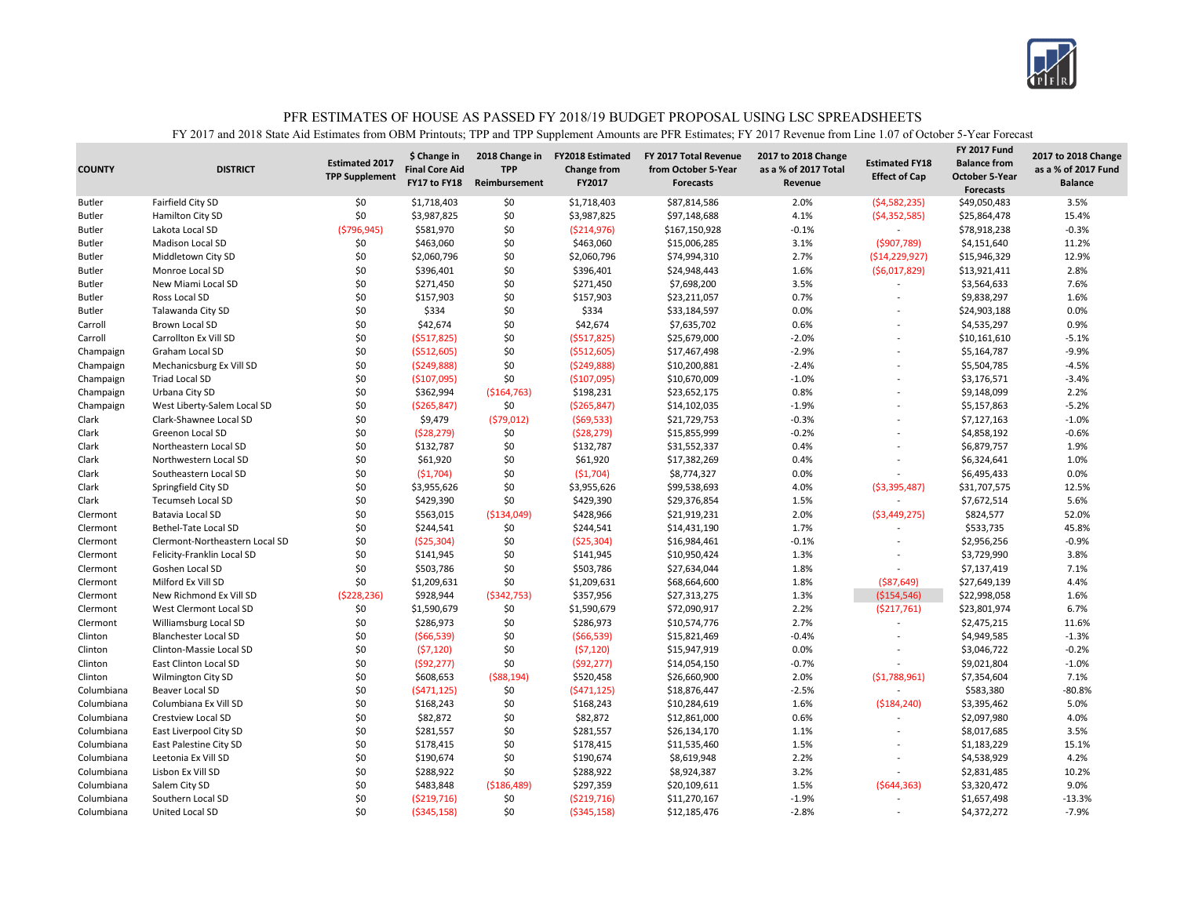# PFR ESTIMATES OF HOUSE AS PASSED FY 2018/19 BUDGET PROPOSAL USING LSC SPREADSHEETS

FY 2017 and 2018 State Aid Estimates from OBM Printouts; TPP and TPP Supplement Amounts are PFR Estimates; FY 2017 Revenue from Line 1.07 of October 5-Year Forecast

| COUNTY | DISTRICT | Estimated 2017 TPP Supplement | $ Change in Final Core Aid FY17 to FY18 | 2018 Change in TPP Reimbursement | FY2018 Estimated Change from FY2017 | FY 2017 Total Revenue from October 5-Year Forecasts | 2017 to 2018 Change as a % of 2017 Total Revenue | Estimated FY18 Effect of Cap | FY 2017 Fund Balance from October 5-Year Forecasts | 2017 to 2018 Change as a % of 2017 Fund Balance |
|---|---|---|---|---|---|---|---|---|---|---|
| Butler | Fairfield City SD | $0 | $1,718,403 | $0 | $1,718,403 | $87,814,586 | 2.0% | ($4,582,235) | $49,050,483 | 3.5% |
| Butler | Hamilton City SD | $0 | $3,987,825 | $0 | $3,987,825 | $97,148,688 | 4.1% | ($4,352,585) | $25,864,478 | 15.4% |
| Butler | Lakota Local SD | ($796,945) | $581,970 | $0 | ($214,976) | $167,150,928 | -0.1% | - | $78,918,238 | -0.3% |
| Butler | Madison Local SD | $0 | $463,060 | $0 | $463,060 | $15,006,285 | 3.1% | ($907,789) | $4,151,640 | 11.2% |
| Butler | Middletown City SD | $0 | $2,060,796 | $0 | $2,060,796 | $74,994,310 | 2.7% | ($14,229,927) | $15,946,329 | 12.9% |
| Butler | Monroe Local SD | $0 | $396,401 | $0 | $396,401 | $24,948,443 | 1.6% | ($6,017,829) | $13,921,411 | 2.8% |
| Butler | New Miami Local SD | $0 | $271,450 | $0 | $271,450 | $7,698,200 | 3.5% | - | $3,564,633 | 7.6% |
| Butler | Ross Local SD | $0 | $157,903 | $0 | $157,903 | $23,211,057 | 0.7% | - | $9,838,297 | 1.6% |
| Butler | Talawanda City SD | $0 | $334 | $0 | $334 | $33,184,597 | 0.0% | - | $24,903,188 | 0.0% |
| Carroll | Brown Local SD | $0 | $42,674 | $0 | $42,674 | $7,635,702 | 0.6% | - | $4,535,297 | 0.9% |
| Carroll | Carrollton Ex Vill SD | $0 | ($517,825) | $0 | ($517,825) | $25,679,000 | -2.0% | - | $10,161,610 | -5.1% |
| Champaign | Graham Local SD | $0 | ($512,605) | $0 | ($512,605) | $17,467,498 | -2.9% | - | $5,164,787 | -9.9% |
| Champaign | Mechanicsburg Ex Vill SD | $0 | ($249,888) | $0 | ($249,888) | $10,200,881 | -2.4% | - | $5,504,785 | -4.5% |
| Champaign | Triad Local SD | $0 | ($107,095) | $0 | ($107,095) | $10,670,009 | -1.0% | - | $3,176,571 | -3.4% |
| Champaign | Urbana City SD | $0 | $362,994 | ($164,763) | $198,231 | $23,652,175 | 0.8% | - | $9,148,099 | 2.2% |
| Champaign | West Liberty-Salem Local SD | $0 | ($265,847) | $0 | ($265,847) | $14,102,035 | -1.9% | - | $5,157,863 | -5.2% |
| Clark | Clark-Shawnee Local SD | $0 | $9,479 | ($79,012) | ($69,533) | $21,729,753 | -0.3% | - | $7,127,163 | -1.0% |
| Clark | Greenon Local SD | $0 | ($28,279) | $0 | ($28,279) | $15,855,999 | -0.2% | - | $4,858,192 | -0.6% |
| Clark | Northeastern Local SD | $0 | $132,787 | $0 | $132,787 | $31,552,337 | 0.4% | - | $6,879,757 | 1.9% |
| Clark | Northwestern Local SD | $0 | $61,920 | $0 | $61,920 | $17,382,269 | 0.4% | - | $6,324,641 | 1.0% |
| Clark | Southeastern Local SD | $0 | ($1,704) | $0 | ($1,704) | $8,774,327 | 0.0% | - | $6,495,433 | 0.0% |
| Clark | Springfield City SD | $0 | $3,955,626 | $0 | $3,955,626 | $99,538,693 | 4.0% | ($3,395,487) | $31,707,575 | 12.5% |
| Clark | Tecumseh Local SD | $0 | $429,390 | $0 | $429,390 | $29,376,854 | 1.5% | - | $7,672,514 | 5.6% |
| Clermont | Batavia Local SD | $0 | $563,015 | ($134,049) | $428,966 | $21,919,231 | 2.0% | ($3,449,275) | $824,577 | 52.0% |
| Clermont | Bethel-Tate Local SD | $0 | $244,541 | $0 | $244,541 | $14,431,190 | 1.7% | - | $533,735 | 45.8% |
| Clermont | Clermont-Northeastern Local SD | $0 | ($25,304) | $0 | ($25,304) | $16,984,461 | -0.1% | - | $2,956,256 | -0.9% |
| Clermont | Felicity-Franklin Local SD | $0 | $141,945 | $0 | $141,945 | $10,950,424 | 1.3% | - | $3,729,990 | 3.8% |
| Clermont | Goshen Local SD | $0 | $503,786 | $0 | $503,786 | $27,634,044 | 1.8% | - | $7,137,419 | 7.1% |
| Clermont | Milford Ex Vill SD | $0 | $1,209,631 | $0 | $1,209,631 | $68,664,600 | 1.8% | ($87,649) | $27,649,139 | 4.4% |
| Clermont | New Richmond Ex Vill SD | ($228,236) | $928,944 | ($342,753) | $357,956 | $27,313,275 | 1.3% | ($154,546) | $22,998,058 | 1.6% |
| Clermont | West Clermont Local SD | $0 | $1,590,679 | $0 | $1,590,679 | $72,090,917 | 2.2% | ($217,761) | $23,801,974 | 6.7% |
| Clermont | Williamsburg Local SD | $0 | $286,973 | $0 | $286,973 | $10,574,776 | 2.7% | - | $2,475,215 | 11.6% |
| Clinton | Blanchester Local SD | $0 | ($66,539) | $0 | ($66,539) | $15,821,469 | -0.4% | - | $4,949,585 | -1.3% |
| Clinton | Clinton-Massie Local SD | $0 | ($7,120) | $0 | ($7,120) | $15,947,919 | 0.0% | - | $3,046,722 | -0.2% |
| Clinton | East Clinton Local SD | $0 | ($92,277) | $0 | ($92,277) | $14,054,150 | -0.7% | - | $9,021,804 | -1.0% |
| Clinton | Wilmington City SD | $0 | $608,653 | ($88,194) | $520,458 | $26,660,900 | 2.0% | ($1,788,961) | $7,354,604 | 7.1% |
| Columbiana | Beaver Local SD | $0 | ($471,125) | $0 | ($471,125) | $18,876,447 | -2.5% | - | $583,380 | -80.8% |
| Columbiana | Columbiana Ex Vill SD | $0 | $168,243 | $0 | $168,243 | $10,284,619 | 1.6% | ($184,240) | $3,395,462 | 5.0% |
| Columbiana | Crestview Local SD | $0 | $82,872 | $0 | $82,872 | $12,861,000 | 0.6% | - | $2,097,980 | 4.0% |
| Columbiana | East Liverpool City SD | $0 | $281,557 | $0 | $281,557 | $26,134,170 | 1.1% | - | $8,017,685 | 3.5% |
| Columbiana | East Palestine City SD | $0 | $178,415 | $0 | $178,415 | $11,535,460 | 1.5% | - | $1,183,229 | 15.1% |
| Columbiana | Leetonia Ex Vill SD | $0 | $190,674 | $0 | $190,674 | $8,619,948 | 2.2% | - | $4,538,929 | 4.2% |
| Columbiana | Lisbon Ex Vill SD | $0 | $288,922 | $0 | $288,922 | $8,924,387 | 3.2% | - | $2,831,485 | 10.2% |
| Columbiana | Salem City SD | $0 | $483,848 | ($186,489) | $297,359 | $20,109,611 | 1.5% | ($644,363) | $3,320,472 | 9.0% |
| Columbiana | Southern Local SD | $0 | ($219,716) | $0 | ($219,716) | $11,270,167 | -1.9% | - | $1,657,498 | -13.3% |
| Columbiana | United Local SD | $0 | ($345,158) | $0 | ($345,158) | $12,185,476 | -2.8% | - | $4,372,272 | -7.9% |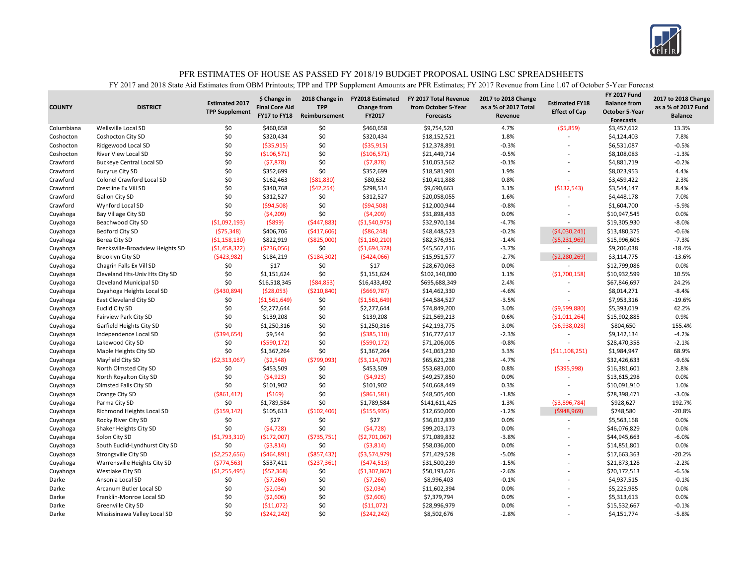# PFR ESTIMATES OF HOUSE AS PASSED FY 2018/19 BUDGET PROPOSAL USING LSC SPREADSHEETS

FY 2017 and 2018 State Aid Estimates from OBM Printouts; TPP and TPP Supplement Amounts are PFR Estimates; FY 2017 Revenue from Line 1.07 of October 5-Year Forecast

| COUNTY | DISTRICT | Estimated 2017 TPP Supplement | $ Change in Final Core Aid FY17 to FY18 | 2018 Change in TPP Reimbursement | FY2018 Estimated Change from FY2017 | FY 2017 Total Revenue from October 5-Year Forecasts | 2017 to 2018 Change as a % of 2017 Total Revenue | Estimated FY18 Effect of Cap | FY 2017 Fund Balance from October 5-Year Forecasts | 2017 to 2018 Change as a % of 2017 Fund Balance |
|---|---|---|---|---|---|---|---|---|---|---|
| Columbiana | Wellsville Local SD | $0 | $460,658 | $0 | $460,658 | $9,754,520 | 4.7% | ($5,859) | $3,457,612 | 13.3% |
| Coshocton | Coshocton City SD | $0 | $320,434 | $0 | $320,434 | $18,152,521 | 1.8% | - | $4,124,403 | 7.8% |
| Coshocton | Ridgewood Local SD | $0 | ($35,915) | $0 | ($35,915) | $12,378,891 | -0.3% | - | $6,531,087 | -0.5% |
| Coshocton | River View Local SD | $0 | ($106,571) | $0 | ($106,571) | $21,449,714 | -0.5% | - | $8,108,083 | -1.3% |
| Crawford | Buckeye Central Local SD | $0 | ($7,878) | $0 | ($7,878) | $10,053,562 | -0.1% | - | $4,881,719 | -0.2% |
| Crawford | Bucyrus City SD | $0 | $352,699 | $0 | $352,699 | $18,581,901 | 1.9% | - | $8,023,953 | 4.4% |
| Crawford | Colonel Crawford Local SD | $0 | $162,463 | ($81,830) | $80,632 | $10,411,888 | 0.8% | - | $3,459,422 | 2.3% |
| Crawford | Crestline Ex Vill SD | $0 | $340,768 | ($42,254) | $298,514 | $9,690,663 | 3.1% | ($132,543) | $3,544,147 | 8.4% |
| Crawford | Galion City SD | $0 | $312,527 | $0 | $312,527 | $20,058,055 | 1.6% | - | $4,448,178 | 7.0% |
| Crawford | Wynford Local SD | $0 | ($94,508) | $0 | ($94,508) | $12,000,944 | -0.8% | - | $1,604,700 | -5.9% |
| Cuyahoga | Bay Village City SD | $0 | ($4,209) | $0 | ($4,209) | $31,898,433 | 0.0% | - | $10,947,545 | 0.0% |
| Cuyahoga | Beachwood City SD | ($1,092,193) | ($899) | ($447,883) | ($1,540,975) | $32,970,134 | -4.7% | - | $19,305,930 | -8.0% |
| Cuyahoga | Bedford City SD | ($75,348) | $406,706 | ($417,606) | ($86,248) | $48,448,523 | -0.2% | ($4,030,241) | $13,480,375 | -0.6% |
| Cuyahoga | Berea City SD | ($1,158,130) | $822,919 | ($825,000) | ($1,160,210) | $82,376,951 | -1.4% | ($5,231,969) | $15,996,606 | -7.3% |
| Cuyahoga | Brecksville-Broadview Heights SD | ($1,458,322) | ($236,056) | $0 | ($1,694,378) | $45,562,416 | -3.7% | - | $9,206,038 | -18.4% |
| Cuyahoga | Brooklyn City SD | ($423,982) | $184,219 | ($184,302) | ($424,066) | $15,951,577 | -2.7% | ($2,280,269) | $3,114,775 | -13.6% |
| Cuyahoga | Chagrin Falls Ex Vill SD | $0 | $17 | $0 | $17 | $28,670,063 | 0.0% | - | $12,799,086 | 0.0% |
| Cuyahoga | Cleveland Hts-Univ Hts City SD | $0 | $1,151,624 | $0 | $1,151,624 | $102,140,000 | 1.1% | ($1,700,158) | $10,932,599 | 10.5% |
| Cuyahoga | Cleveland Municipal SD | $0 | $16,518,345 | ($84,853) | $16,433,492 | $695,688,349 | 2.4% | - | $67,846,697 | 24.2% |
| Cuyahoga | Cuyahoga Heights Local SD | ($430,894) | ($28,053) | ($210,840) | ($669,787) | $14,462,330 | -4.6% | - | $8,014,271 | -8.4% |
| Cuyahoga | East Cleveland City SD | $0 | ($1,561,649) | $0 | ($1,561,649) | $44,584,527 | -3.5% | - | $7,953,316 | -19.6% |
| Cuyahoga | Euclid City SD | $0 | $2,277,644 | $0 | $2,277,644 | $74,849,200 | 3.0% | ($9,599,880) | $5,393,019 | 42.2% |
| Cuyahoga | Fairview Park City SD | $0 | $139,208 | $0 | $139,208 | $21,569,213 | 0.6% | ($1,011,264) | $15,902,885 | 0.9% |
| Cuyahoga | Garfield Heights City SD | $0 | $1,250,316 | $0 | $1,250,316 | $42,193,775 | 3.0% | ($6,938,028) | $804,650 | 155.4% |
| Cuyahoga | Independence Local SD | ($394,654) | $9,544 | $0 | ($385,110) | $16,777,617 | -2.3% | - | $9,142,134 | -4.2% |
| Cuyahoga | Lakewood City SD | $0 | ($590,172) | $0 | ($590,172) | $71,206,005 | -0.8% | - | $28,470,358 | -2.1% |
| Cuyahoga | Maple Heights City SD | $0 | $1,367,264 | $0 | $1,367,264 | $41,063,230 | 3.3% | ($11,108,251) | $1,984,947 | 68.9% |
| Cuyahoga | Mayfield City SD | ($2,313,067) | ($2,548) | ($799,093) | ($3,114,707) | $65,621,238 | -4.7% | - | $32,426,633 | -9.6% |
| Cuyahoga | North Olmsted City SD | $0 | $453,509 | $0 | $453,509 | $53,683,000 | 0.8% | ($395,998) | $16,381,601 | 2.8% |
| Cuyahoga | North Royalton City SD | $0 | ($4,923) | $0 | ($4,923) | $49,257,850 | 0.0% | - | $13,615,298 | 0.0% |
| Cuyahoga | Olmsted Falls City SD | $0 | $101,902 | $0 | $101,902 | $40,668,449 | 0.3% | - | $10,091,910 | 1.0% |
| Cuyahoga | Orange City SD | ($861,412) | ($169) | $0 | ($861,581) | $48,505,400 | -1.8% | - | $28,398,471 | -3.0% |
| Cuyahoga | Parma City SD | $0 | $1,789,584 | $0 | $1,789,584 | $141,611,425 | 1.3% | ($3,896,784) | $928,627 | 192.7% |
| Cuyahoga | Richmond Heights Local SD | ($159,142) | $105,613 | ($102,406) | ($155,935) | $12,650,000 | -1.2% | ($948,969) | $748,580 | -20.8% |
| Cuyahoga | Rocky River City SD | $0 | $27 | $0 | $27 | $36,012,839 | 0.0% | - | $5,563,168 | 0.0% |
| Cuyahoga | Shaker Heights City SD | $0 | ($4,728) | $0 | ($4,728) | $99,203,173 | 0.0% | - | $46,076,829 | 0.0% |
| Cuyahoga | Solon City SD | ($1,793,310) | ($172,007) | ($735,751) | ($2,701,067) | $71,089,832 | -3.8% | - | $44,945,663 | -6.0% |
| Cuyahoga | South Euclid-Lyndhurst City SD | $0 | ($3,814) | $0 | ($3,814) | $58,036,000 | 0.0% | - | $14,851,801 | 0.0% |
| Cuyahoga | Strongsville City SD | ($2,252,656) | ($464,891) | ($857,432) | ($3,574,979) | $71,429,528 | -5.0% | - | $17,663,363 | -20.2% |
| Cuyahoga | Warrensville Heights City SD | ($774,563) | $537,411 | ($237,361) | ($474,513) | $31,500,239 | -1.5% | - | $21,873,128 | -2.2% |
| Cuyahoga | Westlake City SD | ($1,255,495) | ($52,368) | $0 | ($1,307,862) | $50,193,626 | -2.6% | - | $20,172,513 | -6.5% |
| Darke | Ansonia Local SD | $0 | ($7,266) | $0 | ($7,266) | $8,996,403 | -0.1% | - | $4,937,515 | -0.1% |
| Darke | Arcanum Butler Local SD | $0 | ($2,034) | $0 | ($2,034) | $11,602,394 | 0.0% | - | $5,225,985 | 0.0% |
| Darke | Franklin-Monroe Local SD | $0 | ($2,606) | $0 | ($2,606) | $7,379,794 | 0.0% | - | $5,313,613 | 0.0% |
| Darke | Greenville City SD | $0 | ($11,072) | $0 | ($11,072) | $28,996,979 | 0.0% | - | $15,532,667 | -0.1% |
| Darke | Mississinawa Valley Local SD | $0 | ($242,242) | $0 | ($242,242) | $8,502,676 | -2.8% | - | $4,151,774 | -5.8% |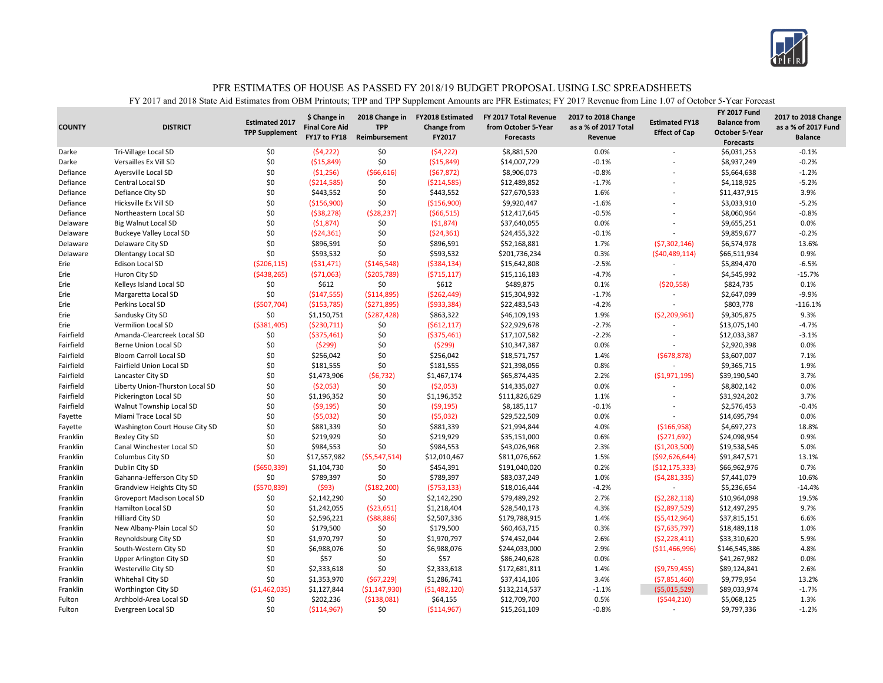# PFR ESTIMATES OF HOUSE AS PASSED FY 2018/19 BUDGET PROPOSAL USING LSC SPREADSHEETS

FY 2017 and 2018 State Aid Estimates from OBM Printouts; TPP and TPP Supplement Amounts are PFR Estimates; FY 2017 Revenue from Line 1.07 of October 5-Year Forecast

| COUNTY | DISTRICT | Estimated 2017 TPP Supplement | $ Change in Final Core Aid FY17 to FY18 | 2018 Change in TPP Reimbursement | FY2018 Estimated Change from FY2017 | FY 2017 Total Revenue from October 5-Year Forecasts | 2017 to 2018 Change as a % of 2017 Total Revenue | Estimated FY18 Effect of Cap | FY 2017 Fund Balance from October 5-Year Forecasts | 2017 to 2018 Change as a % of 2017 Fund Balance |
|---|---|---|---|---|---|---|---|---|---|---|
| Darke | Tri-Village Local SD | $0 | ($4,222) | $0 | ($4,222) | $8,881,520 | 0.0% | - | $6,031,253 | -0.1% |
| Darke | Versailles Ex Vill SD | $0 | ($15,849) | $0 | ($15,849) | $14,007,729 | -0.1% | - | $8,937,249 | -0.2% |
| Defiance | Ayersville Local SD | $0 | ($1,256) | ($66,616) | ($67,872) | $8,906,073 | -0.8% | - | $5,664,638 | -1.2% |
| Defiance | Central Local SD | $0 | ($214,585) | $0 | ($214,585) | $12,489,852 | -1.7% | - | $4,118,925 | -5.2% |
| Defiance | Defiance City SD | $0 | $443,552 | $0 | $443,552 | $27,670,533 | 1.6% | - | $11,437,915 | 3.9% |
| Defiance | Hicksville Ex Vill SD | $0 | ($156,900) | $0 | ($156,900) | $9,920,447 | -1.6% | - | $3,033,910 | -5.2% |
| Defiance | Northeastern Local SD | $0 | ($38,278) | ($28,237) | ($66,515) | $12,417,645 | -0.5% | - | $8,060,964 | -0.8% |
| Delaware | Big Walnut Local SD | $0 | ($1,874) | $0 | ($1,874) | $37,640,055 | 0.0% | - | $9,655,251 | 0.0% |
| Delaware | Buckeye Valley Local SD | $0 | ($24,361) | $0 | ($24,361) | $24,455,322 | -0.1% | - | $9,859,677 | -0.2% |
| Delaware | Delaware City SD | $0 | $896,591 | $0 | $896,591 | $52,168,881 | 1.7% | ($7,302,146) | $6,574,978 | 13.6% |
| Delaware | Olentangy Local SD | $0 | $593,532 | $0 | $593,532 | $201,736,234 | 0.3% | ($40,489,114) | $66,511,934 | 0.9% |
| Erie | Edison Local SD | ($206,115) | ($31,471) | ($146,548) | ($384,134) | $15,642,808 | -2.5% | - | $5,894,470 | -6.5% |
| Erie | Huron City SD | ($438,265) | ($71,063) | ($205,789) | ($715,117) | $15,116,183 | -4.7% | - | $4,545,992 | -15.7% |
| Erie | Kelleys Island Local SD | $0 | $612 | $0 | $612 | $489,875 | 0.1% | ($20,558) | $824,735 | 0.1% |
| Erie | Margaretta Local SD | $0 | ($147,555) | ($114,895) | ($262,449) | $15,304,932 | -1.7% | - | $2,647,099 | -9.9% |
| Erie | Perkins Local SD | ($507,704) | ($153,785) | ($271,895) | ($933,384) | $22,483,543 | -4.2% | - | $803,778 | -116.1% |
| Erie | Sandusky City SD | $0 | $1,150,751 | ($287,428) | $863,322 | $46,109,193 | 1.9% | ($2,209,961) | $9,305,875 | 9.3% |
| Erie | Vermilion Local SD | ($381,405) | ($230,711) | $0 | ($612,117) | $22,929,678 | -2.7% | - | $13,075,140 | -4.7% |
| Fairfield | Amanda-Clearcreek Local SD | $0 | ($375,461) | $0 | ($375,461) | $17,107,582 | -2.2% | - | $12,033,387 | -3.1% |
| Fairfield | Berne Union Local SD | $0 | ($299) | $0 | ($299) | $10,347,387 | 0.0% | - | $2,920,398 | 0.0% |
| Fairfield | Bloom Carroll Local SD | $0 | $256,042 | $0 | $256,042 | $18,571,757 | 1.4% | ($678,878) | $3,607,007 | 7.1% |
| Fairfield | Fairfield Union Local SD | $0 | $181,555 | $0 | $181,555 | $21,398,056 | 0.8% | - | $9,365,715 | 1.9% |
| Fairfield | Lancaster City SD | $0 | $1,473,906 | ($6,732) | $1,467,174 | $65,874,435 | 2.2% | ($1,971,195) | $39,190,540 | 3.7% |
| Fairfield | Liberty Union-Thurston Local SD | $0 | ($2,053) | $0 | ($2,053) | $14,335,027 | 0.0% | - | $8,802,142 | 0.0% |
| Fairfield | Pickerington Local SD | $0 | $1,196,352 | $0 | $1,196,352 | $111,826,629 | 1.1% | - | $31,924,202 | 3.7% |
| Fairfield | Walnut Township Local SD | $0 | ($9,195) | $0 | ($9,195) | $8,185,117 | -0.1% | - | $2,576,453 | -0.4% |
| Fayette | Miami Trace Local SD | $0 | ($5,032) | $0 | ($5,032) | $29,522,509 | 0.0% | - | $14,695,794 | 0.0% |
| Fayette | Washington Court House City SD | $0 | $881,339 | $0 | $881,339 | $21,994,844 | 4.0% | ($166,958) | $4,697,273 | 18.8% |
| Franklin | Bexley City SD | $0 | $219,929 | $0 | $219,929 | $35,151,000 | 0.6% | ($271,692) | $24,098,954 | 0.9% |
| Franklin | Canal Winchester Local SD | $0 | $984,553 | $0 | $984,553 | $43,026,968 | 2.3% | ($1,203,500) | $19,538,546 | 5.0% |
| Franklin | Columbus City SD | $0 | $17,557,982 | ($5,547,514) | $12,010,467 | $811,076,662 | 1.5% | ($92,626,644) | $91,847,571 | 13.1% |
| Franklin | Dublin City SD | ($650,339) | $1,104,730 | $0 | $454,391 | $191,040,020 | 0.2% | ($12,175,333) | $66,962,976 | 0.7% |
| Franklin | Gahanna-Jefferson City SD | $0 | $789,397 | $0 | $789,397 | $83,037,249 | 1.0% | ($4,281,335) | $7,441,079 | 10.6% |
| Franklin | Grandview Heights City SD | ($570,839) | ($93) | ($182,200) | ($753,133) | $18,016,444 | -4.2% | - | $5,236,654 | -14.4% |
| Franklin | Groveport Madison Local SD | $0 | $2,142,290 | $0 | $2,142,290 | $79,489,292 | 2.7% | ($2,282,118) | $10,964,098 | 19.5% |
| Franklin | Hamilton Local SD | $0 | $1,242,055 | ($23,651) | $1,218,404 | $28,540,173 | 4.3% | ($2,897,529) | $12,497,295 | 9.7% |
| Franklin | Hilliard City SD | $0 | $2,596,221 | ($88,886) | $2,507,336 | $179,788,915 | 1.4% | ($5,412,964) | $37,815,151 | 6.6% |
| Franklin | New Albany-Plain Local SD | $0 | $179,500 | $0 | $179,500 | $60,463,715 | 0.3% | ($7,635,797) | $18,489,118 | 1.0% |
| Franklin | Reynoldsburg City SD | $0 | $1,970,797 | $0 | $1,970,797 | $74,452,044 | 2.6% | ($2,228,411) | $33,310,620 | 5.9% |
| Franklin | South-Western City SD | $0 | $6,988,076 | $0 | $6,988,076 | $244,033,000 | 2.9% | ($11,466,996) | $146,545,386 | 4.8% |
| Franklin | Upper Arlington City SD | $0 | $57 | $0 | $57 | $86,240,628 | 0.0% | - | $41,267,982 | 0.0% |
| Franklin | Westerville City SD | $0 | $2,333,618 | $0 | $2,333,618 | $172,681,811 | 1.4% | ($9,759,455) | $89,124,841 | 2.6% |
| Franklin | Whitehall City SD | $0 | $1,353,970 | ($67,229) | $1,286,741 | $37,414,106 | 3.4% | ($7,851,460) | $9,779,954 | 13.2% |
| Franklin | Worthington City SD | ($1,462,035) | $1,127,844 | ($1,147,930) | ($1,482,120) | $132,214,537 | -1.1% | ($5,015,529) | $89,033,974 | -1.7% |
| Fulton | Archbold-Area Local SD | $0 | $202,236 | ($138,081) | $64,155 | $12,709,700 | 0.5% | ($544,210) | $5,068,125 | 1.3% |
| Fulton | Evergreen Local SD | $0 | ($114,967) | $0 | ($114,967) | $15,261,109 | -0.8% | - | $9,797,336 | -1.2% |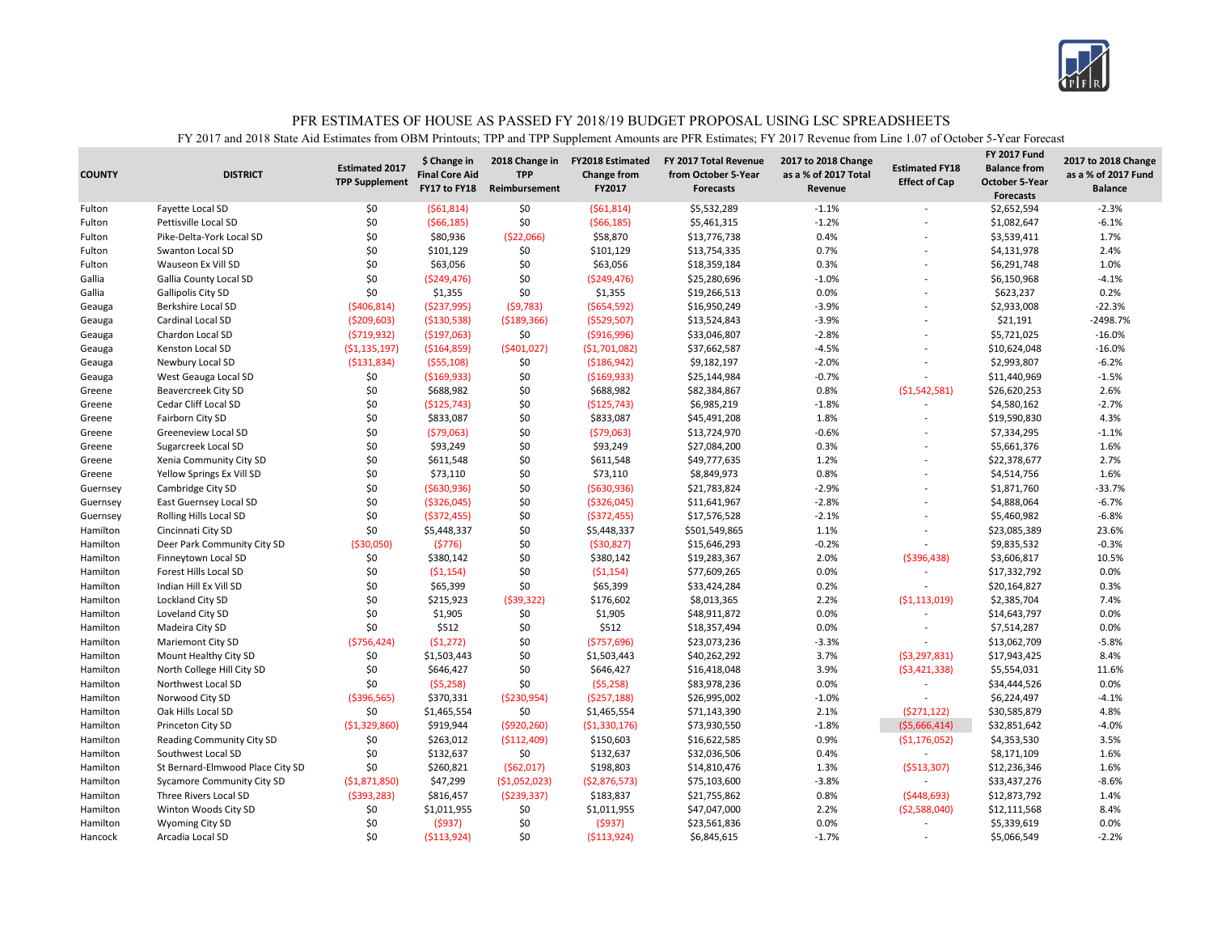# PFR ESTIMATES OF HOUSE AS PASSED FY 2018/19 BUDGET PROPOSAL USING LSC SPREADSHEETS

FY 2017 and 2018 State Aid Estimates from OBM Printouts; TPP and TPP Supplement Amounts are PFR Estimates; FY 2017 Revenue from Line 1.07 of October 5-Year Forecast

| COUNTY | DISTRICT | Estimated 2017 TPP Supplement | $ Change in Final Core Aid FY17 to FY18 | 2018 Change in TPP Reimbursement | FY2018 Estimated Change from FY2017 | FY 2017 Total Revenue from October 5-Year Forecasts | 2017 to 2018 Change as a % of 2017 Total Revenue | Estimated FY18 Effect of Cap | FY 2017 Fund Balance from October 5-Year Forecasts | 2017 to 2018 Change as a % of 2017 Fund Balance |
|---|---|---|---|---|---|---|---|---|---|---|
| Fulton | Fayette Local SD | $0 | ($61,814) | $0 | ($61,814) | $5,532,289 | -1.1% | - | $2,652,594 | -2.3% |
| Fulton | Pettisville Local SD | $0 | ($66,185) | $0 | ($66,185) | $5,461,315 | -1.2% | - | $1,082,647 | -6.1% |
| Fulton | Pike-Delta-York Local SD | $0 | $80,936 | ($22,066) | $58,870 | $13,776,738 | 0.4% | - | $3,539,411 | 1.7% |
| Fulton | Swanton Local SD | $0 | $101,129 | $0 | $101,129 | $13,754,335 | 0.7% | - | $4,131,978 | 2.4% |
| Fulton | Wauseon Ex Vill SD | $0 | $63,056 | $0 | $63,056 | $18,359,184 | 0.3% | - | $6,291,748 | 1.0% |
| Gallia | Gallia County Local SD | $0 | ($249,476) | $0 | ($249,476) | $25,280,696 | -1.0% | - | $6,150,968 | -4.1% |
| Gallia | Gallipolis City SD | $0 | $1,355 | $0 | $1,355 | $19,266,513 | 0.0% | - | $623,237 | 0.2% |
| Geauga | Berkshire Local SD | ($406,814) | ($237,995) | ($9,783) | ($654,592) | $16,950,249 | -3.9% | - | $2,933,008 | -22.3% |
| Geauga | Cardinal Local SD | ($209,603) | ($130,538) | ($189,366) | ($529,507) | $13,524,843 | -3.9% | - | $21,191 | -2498.7% |
| Geauga | Chardon Local SD | ($719,932) | ($197,063) | $0 | ($916,996) | $33,046,807 | -2.8% | - | $5,721,025 | -16.0% |
| Geauga | Kenston Local SD | ($1,135,197) | ($164,859) | ($401,027) | ($1,701,082) | $37,662,587 | -4.5% | - | $10,624,048 | -16.0% |
| Geauga | Newbury Local SD | ($131,834) | ($55,108) | $0 | ($186,942) | $9,182,197 | -2.0% | - | $2,993,807 | -6.2% |
| Geauga | West Geauga Local SD | $0 | ($169,933) | $0 | ($169,933) | $25,144,984 | -0.7% | - | $11,440,969 | -1.5% |
| Greene | Beavercreek City SD | $0 | $688,982 | $0 | $688,982 | $82,384,867 | 0.8% | ($1,542,581) | $26,620,253 | 2.6% |
| Greene | Cedar Cliff Local SD | $0 | ($125,743) | $0 | ($125,743) | $6,985,219 | -1.8% | - | $4,580,162 | -2.7% |
| Greene | Fairborn City SD | $0 | $833,087 | $0 | $833,087 | $45,491,208 | 1.8% | - | $19,590,830 | 4.3% |
| Greene | Greeneview Local SD | $0 | ($79,063) | $0 | ($79,063) | $13,724,970 | -0.6% | - | $7,334,295 | -1.1% |
| Greene | Sugarcreek Local SD | $0 | $93,249 | $0 | $93,249 | $27,084,200 | 0.3% | - | $5,661,376 | 1.6% |
| Greene | Xenia Community City SD | $0 | $611,548 | $0 | $611,548 | $49,777,635 | 1.2% | - | $22,378,677 | 2.7% |
| Greene | Yellow Springs Ex Vill SD | $0 | $73,110 | $0 | $73,110 | $8,849,973 | 0.8% | - | $4,514,756 | 1.6% |
| Guernsey | Cambridge City SD | $0 | ($630,936) | $0 | ($630,936) | $21,783,824 | -2.9% | - | $1,871,760 | -33.7% |
| Guernsey | East Guernsey Local SD | $0 | ($326,045) | $0 | ($326,045) | $11,641,967 | -2.8% | - | $4,888,064 | -6.7% |
| Guernsey | Rolling Hills Local SD | $0 | ($372,455) | $0 | ($372,455) | $17,576,528 | -2.1% | - | $5,460,982 | -6.8% |
| Hamilton | Cincinnati City SD | $0 | $5,448,337 | $0 | $5,448,337 | $501,549,865 | 1.1% | - | $23,085,389 | 23.6% |
| Hamilton | Deer Park Community City SD | ($30,050) | ($776) | $0 | ($30,827) | $15,646,293 | -0.2% | - | $9,835,532 | -0.3% |
| Hamilton | Finneytown Local SD | $0 | $380,142 | $0 | $380,142 | $19,283,367 | 2.0% | ($396,438) | $3,606,817 | 10.5% |
| Hamilton | Forest Hills Local SD | $0 | ($1,154) | $0 | ($1,154) | $77,609,265 | 0.0% | - | $17,332,792 | 0.0% |
| Hamilton | Indian Hill Ex Vill SD | $0 | $65,399 | $0 | $65,399 | $33,424,284 | 0.2% | - | $20,164,827 | 0.3% |
| Hamilton | Lockland City SD | $0 | $215,923 | ($39,322) | $176,602 | $8,013,365 | 2.2% | ($1,113,019) | $2,385,704 | 7.4% |
| Hamilton | Loveland City SD | $0 | $1,905 | $0 | $1,905 | $48,911,872 | 0.0% | - | $14,643,797 | 0.0% |
| Hamilton | Madeira City SD | $0 | $512 | $0 | $512 | $18,357,494 | 0.0% | - | $7,514,287 | 0.0% |
| Hamilton | Mariemont City SD | ($756,424) | ($1,272) | $0 | ($757,696) | $23,073,236 | -3.3% | - | $13,062,709 | -5.8% |
| Hamilton | Mount Healthy City SD | $0 | $1,503,443 | $0 | $1,503,443 | $40,262,292 | 3.7% | ($3,297,831) | $17,943,425 | 8.4% |
| Hamilton | North College Hill City SD | $0 | $646,427 | $0 | $646,427 | $16,418,048 | 3.9% | ($3,421,338) | $5,554,031 | 11.6% |
| Hamilton | Northwest Local SD | $0 | ($5,258) | $0 | ($5,258) | $83,978,236 | 0.0% | - | $34,444,526 | 0.0% |
| Hamilton | Norwood City SD | ($396,565) | $370,331 | ($230,954) | ($257,188) | $26,995,002 | -1.0% | - | $6,224,497 | -4.1% |
| Hamilton | Oak Hills Local SD | $0 | $1,465,554 | $0 | $1,465,554 | $71,143,390 | 2.1% | ($271,122) | $30,585,879 | 4.8% |
| Hamilton | Princeton City SD | ($1,329,860) | $919,944 | ($920,260) | ($1,330,176) | $73,930,550 | -1.8% | ($5,666,414) | $32,851,642 | -4.0% |
| Hamilton | Reading Community City SD | $0 | $263,012 | ($112,409) | $150,603 | $16,622,585 | 0.9% | ($1,176,052) | $4,353,530 | 3.5% |
| Hamilton | Southwest Local SD | $0 | $132,637 | $0 | $132,637 | $32,036,506 | 0.4% | - | $8,171,109 | 1.6% |
| Hamilton | St Bernard-Elmwood Place City SD | $0 | $260,821 | ($62,017) | $198,803 | $14,810,476 | 1.3% | ($513,307) | $12,236,346 | 1.6% |
| Hamilton | Sycamore Community City SD | ($1,871,850) | $47,299 | ($1,052,023) | ($2,876,573) | $75,103,600 | -3.8% | - | $33,437,276 | -8.6% |
| Hamilton | Three Rivers Local SD | ($393,283) | $816,457 | ($239,337) | $183,837 | $21,755,862 | 0.8% | ($448,693) | $12,873,792 | 1.4% |
| Hamilton | Winton Woods City SD | $0 | $1,011,955 | $0 | $1,011,955 | $47,047,000 | 2.2% | ($2,588,040) | $12,111,568 | 8.4% |
| Hamilton | Wyoming City SD | $0 | ($937) | $0 | ($937) | $23,561,836 | 0.0% | - | $5,339,619 | 0.0% |
| Hancock | Arcadia Local SD | $0 | ($113,924) | $0 | ($113,924) | $6,845,615 | -1.7% | - | $5,066,549 | -2.2% |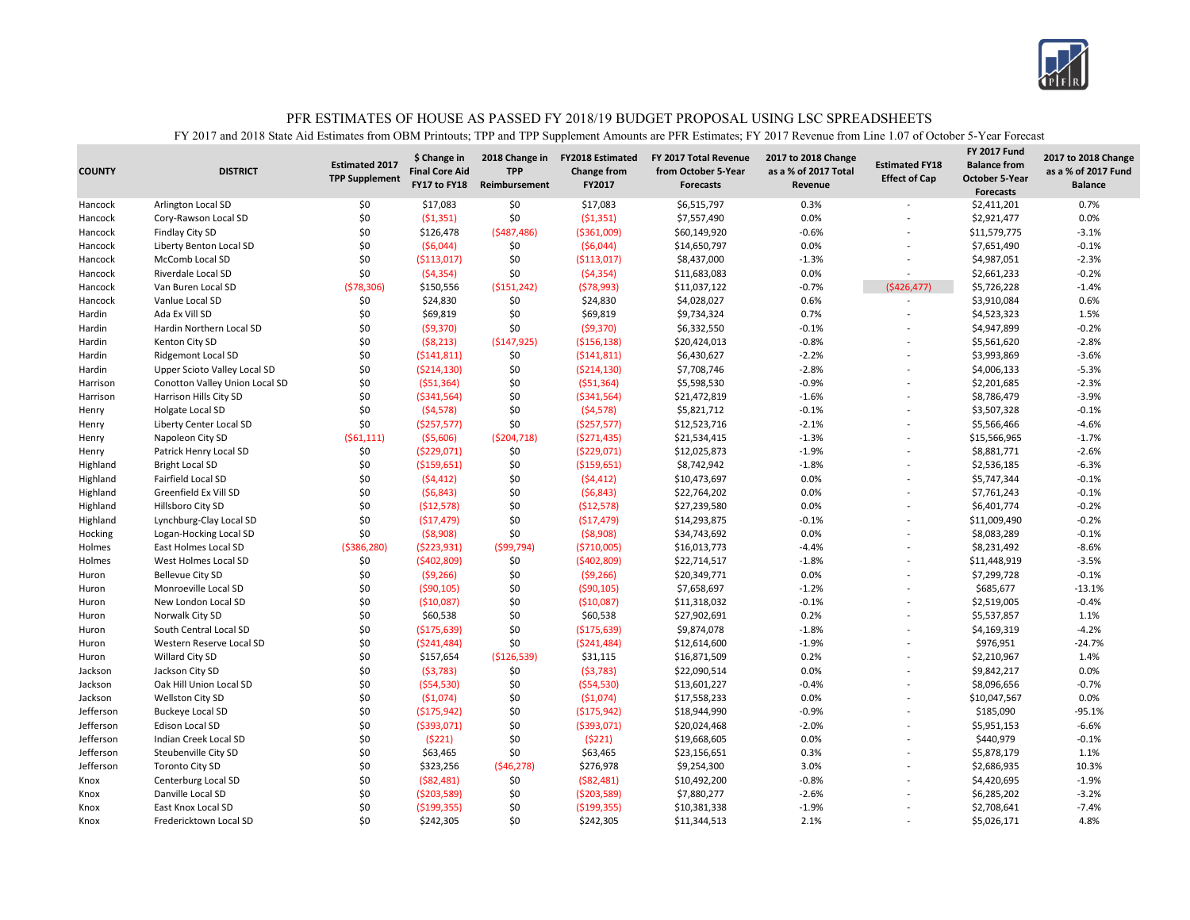# PFR ESTIMATES OF HOUSE AS PASSED FY 2018/19 BUDGET PROPOSAL USING LSC SPREADSHEETS

FY 2017 and 2018 State Aid Estimates from OBM Printouts; TPP and TPP Supplement Amounts are PFR Estimates; FY 2017 Revenue from Line 1.07 of October 5-Year Forecast

| COUNTY | DISTRICT | Estimated 2017 TPP Supplement | $ Change in Final Core Aid FY17 to FY18 | 2018 Change in TPP Reimbursement | FY2018 Estimated Change from FY2017 | FY 2017 Total Revenue from October 5-Year Forecasts | 2017 to 2018 Change as a % of 2017 Total Revenue | Estimated FY18 Effect of Cap | FY 2017 Fund Balance from October 5-Year Forecasts | 2017 to 2018 Change as a % of 2017 Fund Balance |
|---|---|---|---|---|---|---|---|---|---|---|
| Hancock | Arlington Local SD | $0 | $17,083 | $0 | $17,083 | $6,515,797 | 0.3% | - | $2,411,201 | 0.7% |
| Hancock | Cory-Rawson Local SD | $0 | ($1,351) | $0 | ($1,351) | $7,557,490 | 0.0% | - | $2,921,477 | 0.0% |
| Hancock | Findlay City SD | $0 | $126,478 | ($487,486) | ($361,009) | $60,149,920 | -0.6% | - | $11,579,775 | -3.1% |
| Hancock | Liberty Benton Local SD | $0 | ($6,044) | $0 | ($6,044) | $14,650,797 | 0.0% | - | $7,651,490 | -0.1% |
| Hancock | McComb Local SD | $0 | ($113,017) | $0 | ($113,017) | $8,437,000 | -1.3% | - | $4,987,051 | -2.3% |
| Hancock | Riverdale Local SD | $0 | ($4,354) | $0 | ($4,354) | $11,683,083 | 0.0% | - | $2,661,233 | -0.2% |
| Hancock | Van Buren Local SD | ($78,306) | $150,556 | ($151,242) | ($78,993) | $11,037,122 | -0.7% | ($426,477) | $5,726,228 | -1.4% |
| Hancock | Vanlue Local SD | $0 | $24,830 | $0 | $24,830 | $4,028,027 | 0.6% | - | $3,910,084 | 0.6% |
| Hardin | Ada Ex Vill SD | $0 | $69,819 | $0 | $69,819 | $9,734,324 | 0.7% | - | $4,523,323 | 1.5% |
| Hardin | Hardin Northern Local SD | $0 | ($9,370) | $0 | ($9,370) | $6,332,550 | -0.1% | - | $4,947,899 | -0.2% |
| Hardin | Kenton City SD | $0 | ($8,213) | ($147,925) | ($156,138) | $20,424,013 | -0.8% | - | $5,561,620 | -2.8% |
| Hardin | Ridgemont Local SD | $0 | ($141,811) | $0 | ($141,811) | $6,430,627 | -2.2% | - | $3,993,869 | -3.6% |
| Hardin | Upper Scioto Valley Local SD | $0 | ($214,130) | $0 | ($214,130) | $7,708,746 | -2.8% | - | $4,006,133 | -5.3% |
| Harrison | Conotton Valley Union Local SD | $0 | ($51,364) | $0 | ($51,364) | $5,598,530 | -0.9% | - | $2,201,685 | -2.3% |
| Harrison | Harrison Hills City SD | $0 | ($341,564) | $0 | ($341,564) | $21,472,819 | -1.6% | - | $8,786,479 | -3.9% |
| Henry | Holgate Local SD | $0 | ($4,578) | $0 | ($4,578) | $5,821,712 | -0.1% | - | $3,507,328 | -0.1% |
| Henry | Liberty Center Local SD | $0 | ($257,577) | $0 | ($257,577) | $12,523,716 | -2.1% | - | $5,566,466 | -4.6% |
| Henry | Napoleon City SD | ($61,111) | ($5,606) | ($204,718) | ($271,435) | $21,534,415 | -1.3% | - | $15,566,965 | -1.7% |
| Henry | Patrick Henry Local SD | $0 | ($229,071) | $0 | ($229,071) | $12,025,873 | -1.9% | - | $8,881,771 | -2.6% |
| Highland | Bright Local SD | $0 | ($159,651) | $0 | ($159,651) | $8,742,942 | -1.8% | - | $2,536,185 | -6.3% |
| Highland | Fairfield Local SD | $0 | ($4,412) | $0 | ($4,412) | $10,473,697 | 0.0% | - | $5,747,344 | -0.1% |
| Highland | Greenfield Ex Vill SD | $0 | ($6,843) | $0 | ($6,843) | $22,764,202 | 0.0% | - | $7,761,243 | -0.1% |
| Highland | Hillsboro City SD | $0 | ($12,578) | $0 | ($12,578) | $27,239,580 | 0.0% | - | $6,401,774 | -0.2% |
| Highland | Lynchburg-Clay Local SD | $0 | ($17,479) | $0 | ($17,479) | $14,293,875 | -0.1% | - | $11,009,490 | -0.2% |
| Hocking | Logan-Hocking Local SD | $0 | ($8,908) | $0 | ($8,908) | $34,743,692 | 0.0% | - | $8,083,289 | -0.1% |
| Holmes | East Holmes Local SD | ($386,280) | ($223,931) | ($99,794) | ($710,005) | $16,013,773 | -4.4% | - | $8,231,492 | -8.6% |
| Holmes | West Holmes Local SD | $0 | ($402,809) | $0 | ($402,809) | $22,714,517 | -1.8% | - | $11,448,919 | -3.5% |
| Huron | Bellevue City SD | $0 | ($9,266) | $0 | ($9,266) | $20,349,771 | 0.0% | - | $7,299,728 | -0.1% |
| Huron | Monroeville Local SD | $0 | ($90,105) | $0 | ($90,105) | $7,658,697 | -1.2% | - | $685,677 | -13.1% |
| Huron | New London Local SD | $0 | ($10,087) | $0 | ($10,087) | $11,318,032 | -0.1% | - | $2,519,005 | -0.4% |
| Huron | Norwalk City SD | $0 | $60,538 | $0 | $60,538 | $27,902,691 | 0.2% | - | $5,537,857 | 1.1% |
| Huron | South Central Local SD | $0 | ($175,639) | $0 | ($175,639) | $9,874,078 | -1.8% | - | $4,169,319 | -4.2% |
| Huron | Western Reserve Local SD | $0 | ($241,484) | $0 | ($241,484) | $12,614,600 | -1.9% | - | $976,951 | -24.7% |
| Huron | Willard City SD | $0 | $157,654 | ($126,539) | $31,115 | $16,871,509 | 0.2% | - | $2,210,967 | 1.4% |
| Jackson | Jackson City SD | $0 | ($3,783) | $0 | ($3,783) | $22,090,514 | 0.0% | - | $9,842,217 | 0.0% |
| Jackson | Oak Hill Union Local SD | $0 | ($54,530) | $0 | ($54,530) | $13,601,227 | -0.4% | - | $8,096,656 | -0.7% |
| Jackson | Wellston City SD | $0 | ($1,074) | $0 | ($1,074) | $17,558,233 | 0.0% | - | $10,047,567 | 0.0% |
| Jefferson | Buckeye Local SD | $0 | ($175,942) | $0 | ($175,942) | $18,944,990 | -0.9% | - | $185,090 | -95.1% |
| Jefferson | Edison Local SD | $0 | ($393,071) | $0 | ($393,071) | $20,024,468 | -2.0% | - | $5,951,153 | -6.6% |
| Jefferson | Indian Creek Local SD | $0 | ($221) | $0 | ($221) | $19,668,605 | 0.0% | - | $440,979 | -0.1% |
| Jefferson | Steubenville City SD | $0 | $63,465 | $0 | $63,465 | $23,156,651 | 0.3% | - | $5,878,179 | 1.1% |
| Jefferson | Toronto City SD | $0 | $323,256 | ($46,278) | $276,978 | $9,254,300 | 3.0% | - | $2,686,935 | 10.3% |
| Knox | Centerburg Local SD | $0 | ($82,481) | $0 | ($82,481) | $10,492,200 | -0.8% | - | $4,420,695 | -1.9% |
| Knox | Danville Local SD | $0 | ($203,589) | $0 | ($203,589) | $7,880,277 | -2.6% | - | $6,285,202 | -3.2% |
| Knox | East Knox Local SD | $0 | ($199,355) | $0 | ($199,355) | $10,381,338 | -1.9% | - | $2,708,641 | -7.4% |
| Knox | Fredericktown Local SD | $0 | $242,305 | $0 | $242,305 | $11,344,513 | 2.1% | - | $5,026,171 | 4.8% |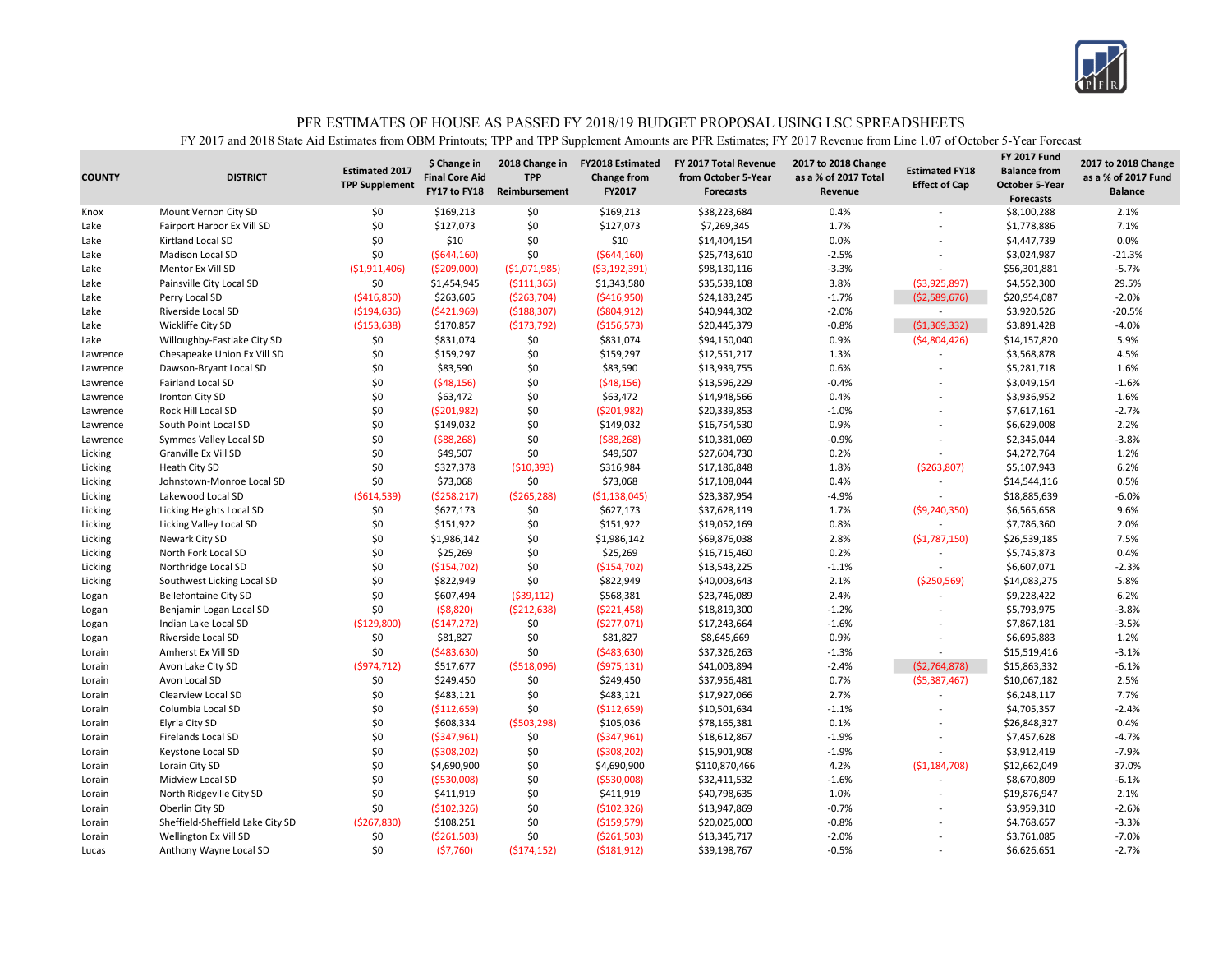# PFR ESTIMATES OF HOUSE AS PASSED FY 2018/19 BUDGET PROPOSAL USING LSC SPREADSHEETS

FY 2017 and 2018 State Aid Estimates from OBM Printouts; TPP and TPP Supplement Amounts are PFR Estimates; FY 2017 Revenue from Line 1.07 of October 5-Year Forecast

| COUNTY | DISTRICT | Estimated 2017 TPP Supplement | $ Change in Final Core Aid FY17 to FY18 | 2018 Change in TPP Reimbursement | FY2018 Estimated Change from FY2017 | FY 2017 Total Revenue from October 5-Year Forecasts | 2017 to 2018 Change as a % of 2017 Total Revenue | Estimated FY18 Effect of Cap | FY 2017 Fund Balance from October 5-Year Forecasts | 2017 to 2018 Change as a % of 2017 Fund Balance |
|---|---|---|---|---|---|---|---|---|---|---|
| Knox | Mount Vernon City SD | $0 | $169,213 | $0 | $169,213 | $38,223,684 | 0.4% | - | $8,100,288 | 2.1% |
| Lake | Fairport Harbor Ex Vill SD | $0 | $127,073 | $0 | $127,073 | $7,269,345 | 1.7% | - | $1,778,886 | 7.1% |
| Lake | Kirtland Local SD | $0 | $10 | $0 | $10 | $14,404,154 | 0.0% | - | $4,447,739 | 0.0% |
| Lake | Madison Local SD | $0 | ($644,160) | $0 | ($644,160) | $25,743,610 | -2.5% | - | $3,024,987 | -21.3% |
| Lake | Mentor Ex Vill SD | ($1,911,406) | ($209,000) | ($1,071,985) | ($3,192,391) | $98,130,116 | -3.3% | - | $56,301,881 | -5.7% |
| Lake | Painsville City Local SD | $0 | $1,454,945 | ($111,365) | $1,343,580 | $35,539,108 | 3.8% | ($3,925,897) | $4,552,300 | 29.5% |
| Lake | Perry Local SD | ($416,850) | $263,605 | ($263,704) | ($416,950) | $24,183,245 | -1.7% | ($2,589,676) | $20,954,087 | -2.0% |
| Lake | Riverside Local SD | ($194,636) | ($421,969) | ($188,307) | ($804,912) | $40,944,302 | -2.0% | - | $3,920,526 | -20.5% |
| Lake | Wickliffe City SD | ($153,638) | $170,857 | ($173,792) | ($156,573) | $20,445,379 | -0.8% | ($1,369,332) | $3,891,428 | -4.0% |
| Lake | Willoughby-Eastlake City SD | $0 | $831,074 | $0 | $831,074 | $94,150,040 | 0.9% | ($4,804,426) | $14,157,820 | 5.9% |
| Lawrence | Chesapeake Union Ex Vill SD | $0 | $159,297 | $0 | $159,297 | $12,551,217 | 1.3% | - | $3,568,878 | 4.5% |
| Lawrence | Dawson-Bryant Local SD | $0 | $83,590 | $0 | $83,590 | $13,939,755 | 0.6% | - | $5,281,718 | 1.6% |
| Lawrence | Fairland Local SD | $0 | ($48,156) | $0 | ($48,156) | $13,596,229 | -0.4% | - | $3,049,154 | -1.6% |
| Lawrence | Ironton City SD | $0 | $63,472 | $0 | $63,472 | $14,948,566 | 0.4% | - | $3,936,952 | 1.6% |
| Lawrence | Rock Hill Local SD | $0 | ($201,982) | $0 | ($201,982) | $20,339,853 | -1.0% | - | $7,617,161 | -2.7% |
| Lawrence | South Point Local SD | $0 | $149,032 | $0 | $149,032 | $16,754,530 | 0.9% | - | $6,629,008 | 2.2% |
| Lawrence | Symmes Valley Local SD | $0 | ($88,268) | $0 | ($88,268) | $10,381,069 | -0.9% | - | $2,345,044 | -3.8% |
| Licking | Granville Ex Vill SD | $0 | $49,507 | $0 | $49,507 | $27,604,730 | 0.2% | - | $4,272,764 | 1.2% |
| Licking | Heath City SD | $0 | $327,378 | ($10,393) | $316,984 | $17,186,848 | 1.8% | ($263,807) | $5,107,943 | 6.2% |
| Licking | Johnstown-Monroe Local SD | $0 | $73,068 | $0 | $73,068 | $17,108,044 | 0.4% | - | $14,544,116 | 0.5% |
| Licking | Lakewood Local SD | ($614,539) | ($258,217) | ($265,288) | ($1,138,045) | $23,387,954 | -4.9% | - | $18,885,639 | -6.0% |
| Licking | Licking Heights Local SD | $0 | $627,173 | $0 | $627,173 | $37,628,119 | 1.7% | ($9,240,350) | $6,565,658 | 9.6% |
| Licking | Licking Valley Local SD | $0 | $151,922 | $0 | $151,922 | $19,052,169 | 0.8% | - | $7,786,360 | 2.0% |
| Licking | Newark City SD | $0 | $1,986,142 | $0 | $1,986,142 | $69,876,038 | 2.8% | ($1,787,150) | $26,539,185 | 7.5% |
| Licking | North Fork Local SD | $0 | $25,269 | $0 | $25,269 | $16,715,460 | 0.2% | - | $5,745,873 | 0.4% |
| Licking | Northridge Local SD | $0 | ($154,702) | $0 | ($154,702) | $13,543,225 | -1.1% | - | $6,607,071 | -2.3% |
| Licking | Southwest Licking Local SD | $0 | $822,949 | $0 | $822,949 | $40,003,643 | 2.1% | ($250,569) | $14,083,275 | 5.8% |
| Logan | Bellefontaine City SD | $0 | $607,494 | ($39,112) | $568,381 | $23,746,089 | 2.4% | - | $9,228,422 | 6.2% |
| Logan | Benjamin Logan Local SD | $0 | ($8,820) | ($212,638) | ($221,458) | $18,819,300 | -1.2% | - | $5,793,975 | -3.8% |
| Logan | Indian Lake Local SD | ($129,800) | ($147,272) | $0 | ($277,071) | $17,243,664 | -1.6% | - | $7,867,181 | -3.5% |
| Logan | Riverside Local SD | $0 | $81,827 | $0 | $81,827 | $8,645,669 | 0.9% | - | $6,695,883 | 1.2% |
| Lorain | Amherst Ex Vill SD | $0 | ($483,630) | $0 | ($483,630) | $37,326,263 | -1.3% | - | $15,519,416 | -3.1% |
| Lorain | Avon Lake City SD | ($974,712) | $517,677 | ($518,096) | ($975,131) | $41,003,894 | -2.4% | ($2,764,878) | $15,863,332 | -6.1% |
| Lorain | Avon Local SD | $0 | $249,450 | $0 | $249,450 | $37,956,481 | 0.7% | ($5,387,467) | $10,067,182 | 2.5% |
| Lorain | Clearview Local SD | $0 | $483,121 | $0 | $483,121 | $17,927,066 | 2.7% | - | $6,248,117 | 7.7% |
| Lorain | Columbia Local SD | $0 | ($112,659) | $0 | ($112,659) | $10,501,634 | -1.1% | - | $4,705,357 | -2.4% |
| Lorain | Elyria City SD | $0 | $608,334 | ($503,298) | $105,036 | $78,165,381 | 0.1% | - | $26,848,327 | 0.4% |
| Lorain | Firelands Local SD | $0 | ($347,961) | $0 | ($347,961) | $18,612,867 | -1.9% | - | $7,457,628 | -4.7% |
| Lorain | Keystone Local SD | $0 | ($308,202) | $0 | ($308,202) | $15,901,908 | -1.9% | - | $3,912,419 | -7.9% |
| Lorain | Lorain City SD | $0 | $4,690,900 | $0 | $4,690,900 | $110,870,466 | 4.2% | ($1,184,708) | $12,662,049 | 37.0% |
| Lorain | Midview Local SD | $0 | ($530,008) | $0 | ($530,008) | $32,411,532 | -1.6% | - | $8,670,809 | -6.1% |
| Lorain | North Ridgeville City SD | $0 | $411,919 | $0 | $411,919 | $40,798,635 | 1.0% | - | $19,876,947 | 2.1% |
| Lorain | Oberlin City SD | $0 | ($102,326) | $0 | ($102,326) | $13,947,869 | -0.7% | - | $3,959,310 | -2.6% |
| Lorain | Sheffield-Sheffield Lake City SD | ($267,830) | $108,251 | $0 | ($159,579) | $20,025,000 | -0.8% | - | $4,768,657 | -3.3% |
| Lorain | Wellington Ex Vill SD | $0 | ($261,503) | $0 | ($261,503) | $13,345,717 | -2.0% | - | $3,761,085 | -7.0% |
| Lucas | Anthony Wayne Local SD | $0 | ($7,760) | ($174,152) | ($181,912) | $39,198,767 | -0.5% | - | $6,626,651 | -2.7% |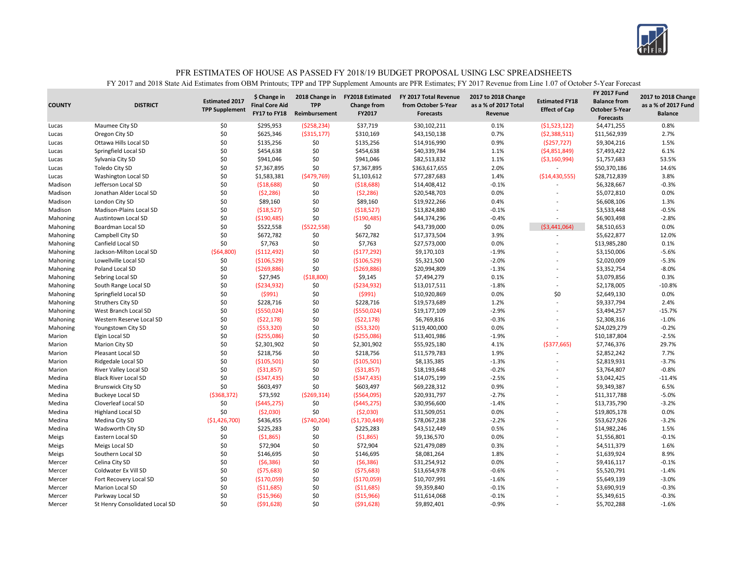# PFR ESTIMATES OF HOUSE AS PASSED FY 2018/19 BUDGET PROPOSAL USING LSC SPREADSHEETS

FY 2017 and 2018 State Aid Estimates from OBM Printouts; TPP and TPP Supplement Amounts are PFR Estimates; FY 2017 Revenue from Line 1.07 of October 5-Year Forecast

| COUNTY | DISTRICT | Estimated 2017 TPP Supplement | $ Change in Final Core Aid FY17 to FY18 | 2018 Change in TPP Reimbursement | FY2018 Estimated Change from FY2017 | FY 2017 Total Revenue from October 5-Year Forecasts | 2017 to 2018 Change as a % of 2017 Total Revenue | Estimated FY18 Effect of Cap | FY 2017 Fund Balance from October 5-Year Forecasts | 2017 to 2018 Change as a % of 2017 Fund Balance |
|---|---|---|---|---|---|---|---|---|---|---|
| Lucas | Maumee City SD | $0 | $295,953 | ($258,234) | $37,719 | $30,102,211 | 0.1% | ($1,523,122) | $4,471,255 | 0.8% |
| Lucas | Oregon City SD | $0 | $625,346 | ($315,177) | $310,169 | $43,150,138 | 0.7% | ($2,388,511) | $11,562,939 | 2.7% |
| Lucas | Ottawa Hills Local SD | $0 | $135,256 | $0 | $135,256 | $14,916,990 | 0.9% | ($257,727) | $9,304,216 | 1.5% |
| Lucas | Springfield Local SD | $0 | $454,638 | $0 | $454,638 | $40,339,784 | 1.1% | ($4,851,849) | $7,493,422 | 6.1% |
| Lucas | Sylvania City SD | $0 | $941,046 | $0 | $941,046 | $82,513,832 | 1.1% | ($3,160,994) | $1,757,683 | 53.5% |
| Lucas | Toledo City SD | $0 | $7,367,895 | $0 | $7,367,895 | $363,617,655 | 2.0% | - | $50,370,186 | 14.6% |
| Lucas | Washington Local SD | $0 | $1,583,381 | ($479,769) | $1,103,612 | $77,287,683 | 1.4% | ($14,430,555) | $28,712,839 | 3.8% |
| Madison | Jefferson Local SD | $0 | ($18,688) | $0 | ($18,688) | $14,408,412 | -0.1% | - | $6,328,667 | -0.3% |
| Madison | Jonathan Alder Local SD | $0 | ($2,286) | $0 | ($2,286) | $20,548,703 | 0.0% | - | $5,072,810 | 0.0% |
| Madison | London City SD | $0 | $89,160 | $0 | $89,160 | $19,922,266 | 0.4% | - | $6,608,106 | 1.3% |
| Madison | Madison-Plains Local SD | $0 | ($18,527) | $0 | ($18,527) | $13,824,880 | -0.1% | - | $3,533,448 | -0.5% |
| Mahoning | Austintown Local SD | $0 | ($190,485) | $0 | ($190,485) | $44,374,296 | -0.4% | - | $6,903,498 | -2.8% |
| Mahoning | Boardman Local SD | $0 | $522,558 | ($522,558) | $0 | $43,739,000 | 0.0% | ($3,441,064) | $8,510,653 | 0.0% |
| Mahoning | Campbell City SD | $0 | $672,782 | $0 | $672,782 | $17,373,504 | 3.9% | - | $5,622,877 | 12.0% |
| Mahoning | Canfield Local SD | $0 | $7,763 | $0 | $7,763 | $27,573,000 | 0.0% | - | $13,985,280 | 0.1% |
| Mahoning | Jackson-Milton Local SD | ($64,800) | ($112,492) | $0 | ($177,292) | $9,170,103 | -1.9% | - | $3,150,006 | -5.6% |
| Mahoning | Lowellville Local SD | $0 | ($106,529) | $0 | ($106,529) | $5,321,500 | -2.0% | - | $2,020,009 | -5.3% |
| Mahoning | Poland Local SD | $0 | ($269,886) | $0 | ($269,886) | $20,994,809 | -1.3% | - | $3,352,754 | -8.0% |
| Mahoning | Sebring Local SD | $0 | $27,945 | ($18,800) | $9,145 | $7,494,279 | 0.1% | - | $3,079,856 | 0.3% |
| Mahoning | South Range Local SD | $0 | ($234,932) | $0 | ($234,932) | $13,017,511 | -1.8% | - | $2,178,005 | -10.8% |
| Mahoning | Springfield Local SD | $0 | ($991) | $0 | ($991) | $10,920,869 | 0.0% | $0 | $2,649,130 | 0.0% |
| Mahoning | Struthers City SD | $0 | $228,716 | $0 | $228,716 | $19,573,689 | 1.2% | - | $9,337,794 | 2.4% |
| Mahoning | West Branch Local SD | $0 | ($550,024) | $0 | ($550,024) | $19,177,109 | -2.9% | - | $3,494,257 | -15.7% |
| Mahoning | Western Reserve Local SD | $0 | ($22,178) | $0 | ($22,178) | $6,769,816 | -0.3% | - | $2,308,316 | -1.0% |
| Mahoning | Youngstown City SD | $0 | ($53,320) | $0 | ($53,320) | $119,400,000 | 0.0% | - | $24,029,279 | -0.2% |
| Marion | Elgin Local SD | $0 | ($255,086) | $0 | ($255,086) | $13,401,986 | -1.9% | - | $10,187,804 | -2.5% |
| Marion | Marion City SD | $0 | $2,301,902 | $0 | $2,301,902 | $55,925,180 | 4.1% | ($377,665) | $7,746,376 | 29.7% |
| Marion | Pleasant Local SD | $0 | $218,756 | $0 | $218,756 | $11,579,783 | 1.9% | - | $2,852,242 | 7.7% |
| Marion | Ridgedale Local SD | $0 | ($105,501) | $0 | ($105,501) | $8,135,385 | -1.3% | - | $2,819,931 | -3.7% |
| Marion | River Valley Local SD | $0 | ($31,857) | $0 | ($31,857) | $18,193,648 | -0.2% | - | $3,764,807 | -0.8% |
| Medina | Black River Local SD | $0 | ($347,435) | $0 | ($347,435) | $14,075,199 | -2.5% | - | $3,042,425 | -11.4% |
| Medina | Brunswick City SD | $0 | $603,497 | $0 | $603,497 | $69,228,312 | 0.9% | - | $9,349,387 | 6.5% |
| Medina | Buckeye Local SD | ($368,372) | $73,592 | ($269,314) | ($564,095) | $20,931,797 | -2.7% | - | $11,317,788 | -5.0% |
| Medina | Cloverleaf Local SD | $0 | ($445,275) | $0 | ($445,275) | $30,956,600 | -1.4% | - | $13,735,790 | -3.2% |
| Medina | Highland Local SD | $0 | ($2,030) | $0 | ($2,030) | $31,509,051 | 0.0% | - | $19,805,178 | 0.0% |
| Medina | Medina City SD | ($1,426,700) | $436,455 | ($740,204) | ($1,730,449) | $78,067,238 | -2.2% | - | $53,627,926 | -3.2% |
| Medina | Wadsworth City SD | $0 | $225,283 | $0 | $225,283 | $43,512,449 | 0.5% | - | $14,982,246 | 1.5% |
| Meigs | Eastern Local SD | $0 | ($1,865) | $0 | ($1,865) | $9,136,570 | 0.0% | - | $1,556,801 | -0.1% |
| Meigs | Meigs Local SD | $0 | $72,904 | $0 | $72,904 | $21,479,089 | 0.3% | - | $4,511,379 | 1.6% |
| Meigs | Southern Local SD | $0 | $146,695 | $0 | $146,695 | $8,081,264 | 1.8% | - | $1,639,924 | 8.9% |
| Mercer | Celina City SD | $0 | ($6,386) | $0 | ($6,386) | $31,254,912 | 0.0% | - | $9,416,117 | -0.1% |
| Mercer | Coldwater Ex Vill SD | $0 | ($75,683) | $0 | ($75,683) | $13,654,978 | -0.6% | - | $5,520,791 | -1.4% |
| Mercer | Fort Recovery Local SD | $0 | ($170,059) | $0 | ($170,059) | $10,707,991 | -1.6% | - | $5,649,139 | -3.0% |
| Mercer | Marion Local SD | $0 | ($11,685) | $0 | ($11,685) | $9,359,840 | -0.1% | - | $3,690,919 | -0.3% |
| Mercer | Parkway Local SD | $0 | ($15,966) | $0 | ($15,966) | $11,614,068 | -0.1% | - | $5,349,615 | -0.3% |
| Mercer | St Henry Consolidated Local SD | $0 | ($91,628) | $0 | ($91,628) | $9,892,401 | -0.9% | - | $5,702,288 | -1.6% |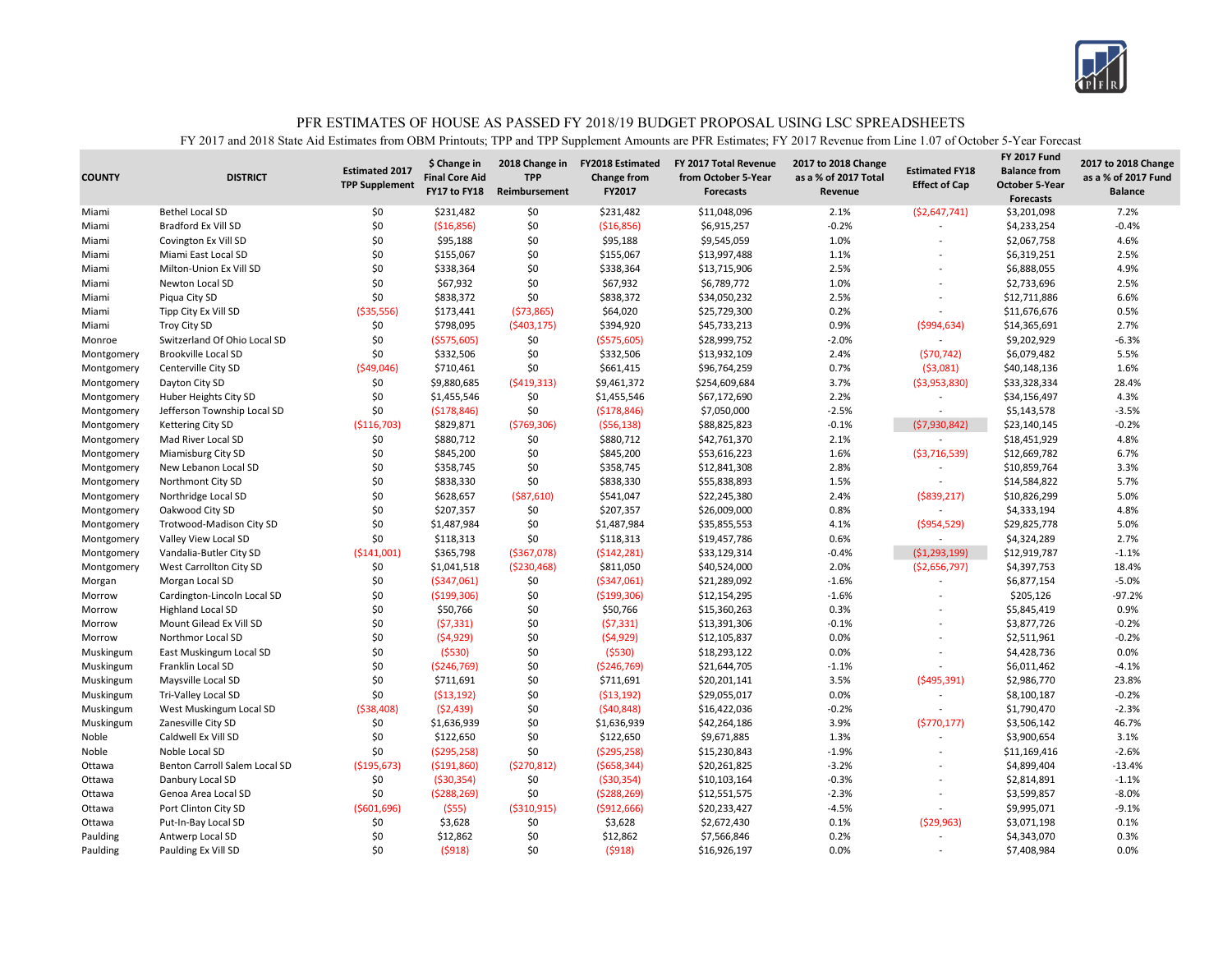# PFR ESTIMATES OF HOUSE AS PASSED FY 2018/19 BUDGET PROPOSAL USING LSC SPREADSHEETS

FY 2017 and 2018 State Aid Estimates from OBM Printouts; TPP and TPP Supplement Amounts are PFR Estimates; FY 2017 Revenue from Line 1.07 of October 5-Year Forecast

| COUNTY | DISTRICT | Estimated 2017 TPP Supplement | $ Change in Final Core Aid FY17 to FY18 | 2018 Change in TPP Reimbursement | FY2018 Estimated Change from FY2017 | FY 2017 Total Revenue from October 5-Year Forecasts | 2017 to 2018 Change as a % of 2017 Total Revenue | Estimated FY18 Effect of Cap | FY 2017 Fund Balance from October 5-Year Forecasts | 2017 to 2018 Change as a % of 2017 Fund Balance |
|---|---|---|---|---|---|---|---|---|---|---|
| Miami | Bethel Local SD | $0 | $231,482 | $0 | $231,482 | $11,048,096 | 2.1% | ($2,647,741) | $3,201,098 | 7.2% |
| Miami | Bradford Ex Vill SD | $0 | ($16,856) | $0 | ($16,856) | $6,915,257 | -0.2% | - | $4,233,254 | -0.4% |
| Miami | Covington Ex Vill SD | $0 | $95,188 | $0 | $95,188 | $9,545,059 | 1.0% | - | $2,067,758 | 4.6% |
| Miami | Miami East Local SD | $0 | $155,067 | $0 | $155,067 | $13,997,488 | 1.1% | - | $6,319,251 | 2.5% |
| Miami | Milton-Union Ex Vill SD | $0 | $338,364 | $0 | $338,364 | $13,715,906 | 2.5% | - | $6,888,055 | 4.9% |
| Miami | Newton Local SD | $0 | $67,932 | $0 | $67,932 | $6,789,772 | 1.0% | - | $2,733,696 | 2.5% |
| Miami | Piqua City SD | $0 | $838,372 | $0 | $838,372 | $34,050,232 | 2.5% | - | $12,711,886 | 6.6% |
| Miami | Tipp City Ex Vill SD | ($35,556) | $173,441 | ($73,865) | $64,020 | $25,729,300 | 0.2% | - | $11,676,676 | 0.5% |
| Miami | Troy City SD | $0 | $798,095 | ($403,175) | $394,920 | $45,733,213 | 0.9% | ($994,634) | $14,365,691 | 2.7% |
| Monroe | Switzerland Of Ohio Local SD | $0 | ($575,605) | $0 | ($575,605) | $28,999,752 | -2.0% | - | $9,202,929 | -6.3% |
| Montgomery | Brookville Local SD | $0 | $332,506 | $0 | $332,506 | $13,932,109 | 2.4% | ($70,742) | $6,079,482 | 5.5% |
| Montgomery | Centerville City SD | ($49,046) | $710,461 | $0 | $661,415 | $96,764,259 | 0.7% | ($3,081) | $40,148,136 | 1.6% |
| Montgomery | Dayton City SD | $0 | $9,880,685 | ($419,313) | $9,461,372 | $254,609,684 | 3.7% | ($3,953,830) | $33,328,334 | 28.4% |
| Montgomery | Huber Heights City SD | $0 | $1,455,546 | $0 | $1,455,546 | $67,172,690 | 2.2% | - | $34,156,497 | 4.3% |
| Montgomery | Jefferson Township Local SD | $0 | ($178,846) | $0 | ($178,846) | $7,050,000 | -2.5% | - | $5,143,578 | -3.5% |
| Montgomery | Kettering City SD | ($116,703) | $829,871 | ($769,306) | ($56,138) | $88,825,823 | -0.1% | ($7,930,842) | $23,140,145 | -0.2% |
| Montgomery | Mad River Local SD | $0 | $880,712 | $0 | $880,712 | $42,761,370 | 2.1% | - | $18,451,929 | 4.8% |
| Montgomery | Miamisburg City SD | $0 | $845,200 | $0 | $845,200 | $53,616,223 | 1.6% | ($3,716,539) | $12,669,782 | 6.7% |
| Montgomery | New Lebanon Local SD | $0 | $358,745 | $0 | $358,745 | $12,841,308 | 2.8% | - | $10,859,764 | 3.3% |
| Montgomery | Northmont City SD | $0 | $838,330 | $0 | $838,330 | $55,838,893 | 1.5% | - | $14,584,822 | 5.7% |
| Montgomery | Northridge Local SD | $0 | $628,657 | ($87,610) | $541,047 | $22,245,380 | 2.4% | ($839,217) | $10,826,299 | 5.0% |
| Montgomery | Oakwood City SD | $0 | $207,357 | $0 | $207,357 | $26,009,000 | 0.8% | - | $4,333,194 | 4.8% |
| Montgomery | Trotwood-Madison City SD | $0 | $1,487,984 | $0 | $1,487,984 | $35,855,553 | 4.1% | ($954,529) | $29,825,778 | 5.0% |
| Montgomery | Valley View Local SD | $0 | $118,313 | $0 | $118,313 | $19,457,786 | 0.6% | - | $4,324,289 | 2.7% |
| Montgomery | Vandalia-Butler City SD | ($141,001) | $365,798 | ($367,078) | ($142,281) | $33,129,314 | -0.4% | ($1,293,199) | $12,919,787 | -1.1% |
| Montgomery | West Carrollton City SD | $0 | $1,041,518 | ($230,468) | $811,050 | $40,524,000 | 2.0% | ($2,656,797) | $4,397,753 | 18.4% |
| Morgan | Morgan Local SD | $0 | ($347,061) | $0 | ($347,061) | $21,289,092 | -1.6% | - | $6,877,154 | -5.0% |
| Morrow | Cardington-Lincoln Local SD | $0 | ($199,306) | $0 | ($199,306) | $12,154,295 | -1.6% | - | $205,126 | -97.2% |
| Morrow | Highland Local SD | $0 | $50,766 | $0 | $50,766 | $15,360,263 | 0.3% | - | $5,845,419 | 0.9% |
| Morrow | Mount Gilead Ex Vill SD | $0 | ($7,331) | $0 | ($7,331) | $13,391,306 | -0.1% | - | $3,877,726 | -0.2% |
| Morrow | Northmor Local SD | $0 | ($4,929) | $0 | ($4,929) | $12,105,837 | 0.0% | - | $2,511,961 | -0.2% |
| Muskingum | East Muskingum Local SD | $0 | ($530) | $0 | ($530) | $18,293,122 | 0.0% | - | $4,428,736 | 0.0% |
| Muskingum | Franklin Local SD | $0 | ($246,769) | $0 | ($246,769) | $21,644,705 | -1.1% | - | $6,011,462 | -4.1% |
| Muskingum | Maysville Local SD | $0 | $711,691 | $0 | $711,691 | $20,201,141 | 3.5% | ($495,391) | $2,986,770 | 23.8% |
| Muskingum | Tri-Valley Local SD | $0 | ($13,192) | $0 | ($13,192) | $29,055,017 | 0.0% | - | $8,100,187 | -0.2% |
| Muskingum | West Muskingum Local SD | ($38,408) | ($2,439) | $0 | ($40,848) | $16,422,036 | -0.2% | - | $1,790,470 | -2.3% |
| Muskingum | Zanesville City SD | $0 | $1,636,939 | $0 | $1,636,939 | $42,264,186 | 3.9% | ($770,177) | $3,506,142 | 46.7% |
| Noble | Caldwell Ex Vill SD | $0 | $122,650 | $0 | $122,650 | $9,671,885 | 1.3% | - | $3,900,654 | 3.1% |
| Noble | Noble Local SD | $0 | ($295,258) | $0 | ($295,258) | $15,230,843 | -1.9% | - | $11,169,416 | -2.6% |
| Ottawa | Benton Carroll Salem Local SD | ($195,673) | ($191,860) | ($270,812) | ($658,344) | $20,261,825 | -3.2% | - | $4,899,404 | -13.4% |
| Ottawa | Danbury Local SD | $0 | ($30,354) | $0 | ($30,354) | $10,103,164 | -0.3% | - | $2,814,891 | -1.1% |
| Ottawa | Genoa Area Local SD | $0 | ($288,269) | $0 | ($288,269) | $12,551,575 | -2.3% | - | $3,599,857 | -8.0% |
| Ottawa | Port Clinton City SD | ($601,696) | ($55) | ($310,915) | ($912,666) | $20,233,427 | -4.5% | - | $9,995,071 | -9.1% |
| Ottawa | Put-In-Bay Local SD | $0 | $3,628 | $0 | $3,628 | $2,672,430 | 0.1% | ($29,963) | $3,071,198 | 0.1% |
| Paulding | Antwerp Local SD | $0 | $12,862 | $0 | $12,862 | $7,566,846 | 0.2% | - | $4,343,070 | 0.3% |
| Paulding | Paulding Ex Vill SD | $0 | ($918) | $0 | ($918) | $16,926,197 | 0.0% | - | $7,408,984 | 0.0% |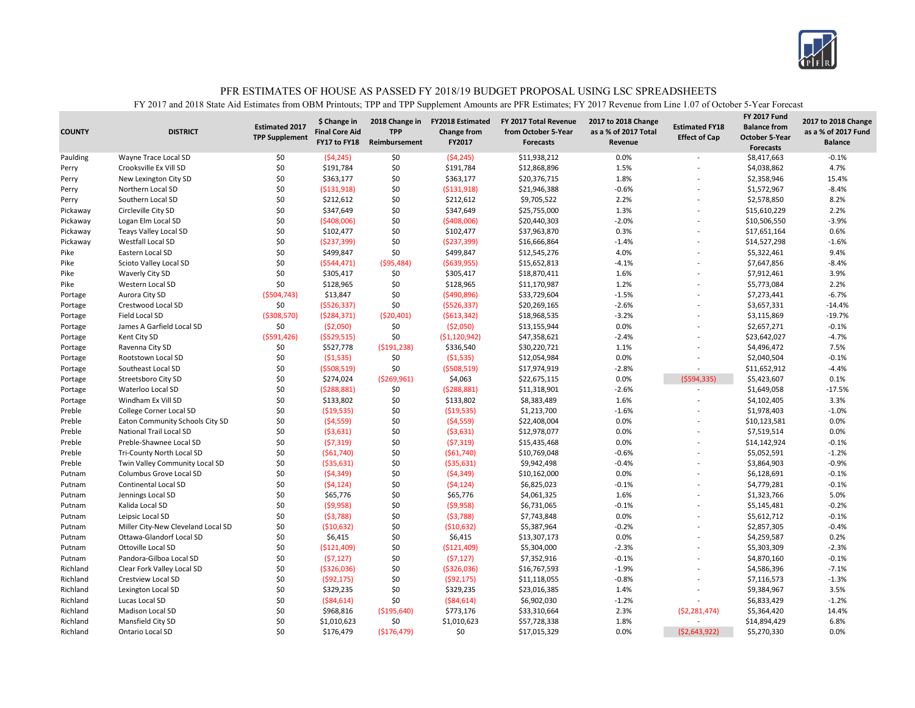# PFR ESTIMATES OF HOUSE AS PASSED FY 2018/19 BUDGET PROPOSAL USING LSC SPREADSHEETS

FY 2017 and 2018 State Aid Estimates from OBM Printouts; TPP and TPP Supplement Amounts are PFR Estimates; FY 2017 Revenue from Line 1.07 of October 5-Year Forecast

| COUNTY | DISTRICT | Estimated 2017 TPP Supplement | $ Change in Final Core Aid FY17 to FY18 | 2018 Change in TPP Reimbursement | FY2018 Estimated Change from FY2017 | FY 2017 Total Revenue from October 5-Year Forecasts | 2017 to 2018 Change as a % of 2017 Total Revenue | Estimated FY18 Effect of Cap | FY 2017 Fund Balance from October 5-Year Forecasts | 2017 to 2018 Change as a % of 2017 Fund Balance |
|---|---|---|---|---|---|---|---|---|---|---|
| Paulding | Wayne Trace Local SD | $0 | ($4,245) | $0 | ($4,245) | $11,938,212 | 0.0% | - | $8,417,663 | -0.1% |
| Perry | Crooksville Ex Vill SD | $0 | $191,784 | $0 | $191,784 | $12,868,896 | 1.5% | - | $4,038,862 | 4.7% |
| Perry | New Lexington City SD | $0 | $363,177 | $0 | $363,177 | $20,376,715 | 1.8% | - | $2,358,946 | 15.4% |
| Perry | Northern Local SD | $0 | ($131,918) | $0 | ($131,918) | $21,946,388 | -0.6% | - | $1,572,967 | -8.4% |
| Perry | Southern Local SD | $0 | $212,612 | $0 | $212,612 | $9,705,522 | 2.2% | - | $2,578,850 | 8.2% |
| Pickaway | Circleville City SD | $0 | $347,649 | $0 | $347,649 | $25,755,000 | 1.3% | - | $15,610,229 | 2.2% |
| Pickaway | Logan Elm Local SD | $0 | ($408,006) | $0 | ($408,006) | $20,440,303 | -2.0% | - | $10,506,550 | -3.9% |
| Pickaway | Teays Valley Local SD | $0 | $102,477 | $0 | $102,477 | $37,963,870 | 0.3% | - | $17,651,164 | 0.6% |
| Pickaway | Westfall Local SD | $0 | ($237,399) | $0 | ($237,399) | $16,666,864 | -1.4% | - | $14,527,298 | -1.6% |
| Pike | Eastern Local SD | $0 | $499,847 | $0 | $499,847 | $12,545,276 | 4.0% | - | $5,322,461 | 9.4% |
| Pike | Scioto Valley Local SD | $0 | ($544,471) | ($95,484) | ($639,955) | $15,652,813 | -4.1% | - | $7,647,856 | -8.4% |
| Pike | Waverly City SD | $0 | $305,417 | $0 | $305,417 | $18,870,411 | 1.6% | - | $7,912,461 | 3.9% |
| Pike | Western Local SD | $0 | $128,965 | $0 | $128,965 | $11,170,987 | 1.2% | - | $5,773,084 | 2.2% |
| Portage | Aurora City SD | ($504,743) | $13,847 | $0 | ($490,896) | $33,729,604 | -1.5% | - | $7,273,441 | -6.7% |
| Portage | Crestwood Local SD | $0 | ($526,337) | $0 | ($526,337) | $20,269,165 | -2.6% | - | $3,657,331 | -14.4% |
| Portage | Field Local SD | ($308,570) | ($284,371) | ($20,401) | ($613,342) | $18,968,535 | -3.2% | - | $3,115,869 | -19.7% |
| Portage | James A Garfield Local SD | $0 | ($2,050) | $0 | ($2,050) | $13,155,944 | 0.0% | - | $2,657,271 | -0.1% |
| Portage | Kent City SD | ($591,426) | ($529,515) | $0 | ($1,120,942) | $47,358,621 | -2.4% | - | $23,642,027 | -4.7% |
| Portage | Ravenna City SD | $0 | $527,778 | ($191,238) | $336,540 | $30,220,721 | 1.1% | - | $4,496,472 | 7.5% |
| Portage | Rootstown Local SD | $0 | ($1,535) | $0 | ($1,535) | $12,054,984 | 0.0% | - | $2,040,504 | -0.1% |
| Portage | Southeast Local SD | $0 | ($508,519) | $0 | ($508,519) | $17,974,919 | -2.8% | - | $11,652,912 | -4.4% |
| Portage | Streetsboro City SD | $0 | $274,024 | ($269,961) | $4,063 | $22,675,115 | 0.0% | ($594,335) | $5,423,607 | 0.1% |
| Portage | Waterloo Local SD | $0 | ($288,881) | $0 | ($288,881) | $11,318,901 | -2.6% | - | $1,649,058 | -17.5% |
| Portage | Windham Ex Vill SD | $0 | $133,802 | $0 | $133,802 | $8,383,489 | 1.6% | - | $4,102,405 | 3.3% |
| Preble | College Corner Local SD | $0 | ($19,535) | $0 | ($19,535) | $1,213,700 | -1.6% | - | $1,978,403 | -1.0% |
| Preble | Eaton Community Schools City SD | $0 | ($4,559) | $0 | ($4,559) | $22,408,004 | 0.0% | - | $10,123,581 | 0.0% |
| Preble | National Trail Local SD | $0 | ($3,631) | $0 | ($3,631) | $12,978,077 | 0.0% | - | $7,519,514 | 0.0% |
| Preble | Preble-Shawnee Local SD | $0 | ($7,319) | $0 | ($7,319) | $15,435,468 | 0.0% | - | $14,142,924 | -0.1% |
| Preble | Tri-County North Local SD | $0 | ($61,740) | $0 | ($61,740) | $10,769,048 | -0.6% | - | $5,052,591 | -1.2% |
| Preble | Twin Valley Community Local SD | $0 | ($35,631) | $0 | ($35,631) | $9,942,498 | -0.4% | - | $3,864,903 | -0.9% |
| Putnam | Columbus Grove Local SD | $0 | ($4,349) | $0 | ($4,349) | $10,162,000 | 0.0% | - | $6,128,691 | -0.1% |
| Putnam | Continental Local SD | $0 | ($4,124) | $0 | ($4,124) | $6,825,023 | -0.1% | - | $4,779,281 | -0.1% |
| Putnam | Jennings Local SD | $0 | $65,776 | $0 | $65,776 | $4,061,325 | 1.6% | - | $1,323,766 | 5.0% |
| Putnam | Kalida Local SD | $0 | ($9,958) | $0 | ($9,958) | $6,731,065 | -0.1% | - | $5,145,481 | -0.2% |
| Putnam | Leipsic Local SD | $0 | ($3,788) | $0 | ($3,788) | $7,743,848 | 0.0% | - | $5,612,712 | -0.1% |
| Putnam | Miller City-New Cleveland Local SD | $0 | ($10,632) | $0 | ($10,632) | $5,387,964 | -0.2% | - | $2,857,305 | -0.4% |
| Putnam | Ottawa-Glandorf Local SD | $0 | $6,415 | $0 | $6,415 | $13,307,173 | 0.0% | - | $4,259,587 | 0.2% |
| Putnam | Ottoville Local SD | $0 | ($121,409) | $0 | ($121,409) | $5,304,000 | -2.3% | - | $5,303,309 | -2.3% |
| Putnam | Pandora-Gilboa Local SD | $0 | ($7,127) | $0 | ($7,127) | $7,352,916 | -0.1% | - | $4,870,160 | -0.1% |
| Richland | Clear Fork Valley Local SD | $0 | ($326,036) | $0 | ($326,036) | $16,767,593 | -1.9% | - | $4,586,396 | -7.1% |
| Richland | Crestview Local SD | $0 | ($92,175) | $0 | ($92,175) | $11,118,055 | -0.8% | - | $7,116,573 | -1.3% |
| Richland | Lexington Local SD | $0 | $329,235 | $0 | $329,235 | $23,016,385 | 1.4% | - | $9,384,967 | 3.5% |
| Richland | Lucas Local SD | $0 | ($84,614) | $0 | ($84,614) | $6,902,030 | -1.2% | - | $6,833,429 | -1.2% |
| Richland | Madison Local SD | $0 | $968,816 | ($195,640) | $773,176 | $33,310,664 | 2.3% | ($2,281,474) | $5,364,420 | 14.4% |
| Richland | Mansfield City SD | $0 | $1,010,623 | $0 | $1,010,623 | $57,728,338 | 1.8% | - | $14,894,429 | 6.8% |
| Richland | Ontario Local SD | $0 | $176,479 | ($176,479) | $0 | $17,015,329 | 0.0% | ($2,643,922) | $5,270,330 | 0.0% |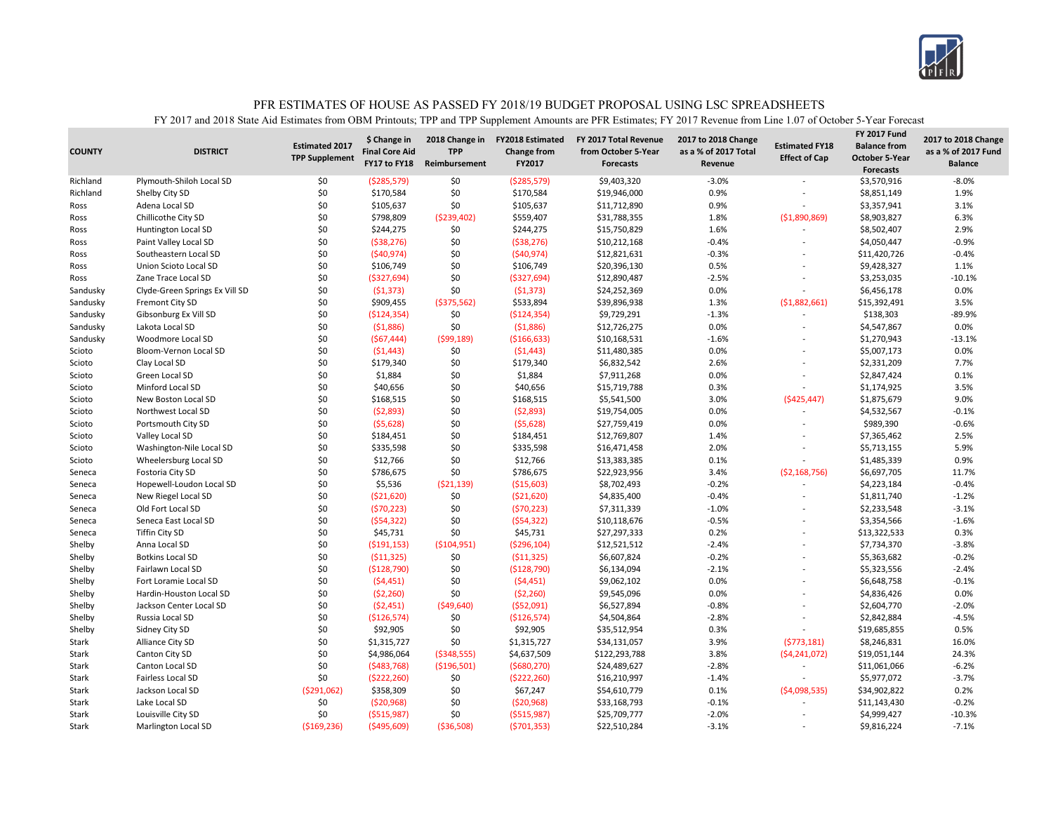# PFR ESTIMATES OF HOUSE AS PASSED FY 2018/19 BUDGET PROPOSAL USING LSC SPREADSHEETS

FY 2017 and 2018 State Aid Estimates from OBM Printouts; TPP and TPP Supplement Amounts are PFR Estimates; FY 2017 Revenue from Line 1.07 of October 5-Year Forecast

| COUNTY | DISTRICT | Estimated 2017 TPP Supplement | $ Change in Final Core Aid FY17 to FY18 | 2018 Change in TPP Reimbursement | FY2018 Estimated Change from FY2017 | FY 2017 Total Revenue from October 5-Year Forecasts | 2017 to 2018 Change as a % of 2017 Total Revenue | Estimated FY18 Effect of Cap | FY 2017 Fund Balance from October 5-Year Forecasts | 2017 to 2018 Change as a % of 2017 Fund Balance |
|---|---|---|---|---|---|---|---|---|---|---|
| Richland | Plymouth-Shiloh Local SD | $0 | ($285,579) | $0 | ($285,579) | $9,403,320 | -3.0% | - | $3,570,916 | -8.0% |
| Richland | Shelby City SD | $0 | $170,584 | $0 | $170,584 | $19,946,000 | 0.9% | - | $8,851,149 | 1.9% |
| Ross | Adena Local SD | $0 | $105,637 | $0 | $105,637 | $11,712,890 | 0.9% | - | $3,357,941 | 3.1% |
| Ross | Chillicothe City SD | $0 | $798,809 | ($239,402) | $559,407 | $31,788,355 | 1.8% | ($1,890,869) | $8,903,827 | 6.3% |
| Ross | Huntington Local SD | $0 | $244,275 | $0 | $244,275 | $15,750,829 | 1.6% | - | $8,502,407 | 2.9% |
| Ross | Paint Valley Local SD | $0 | ($38,276) | $0 | ($38,276) | $10,212,168 | -0.4% | - | $4,050,447 | -0.9% |
| Ross | Southeastern Local SD | $0 | ($40,974) | $0 | ($40,974) | $12,821,631 | -0.3% | - | $11,420,726 | -0.4% |
| Ross | Union Scioto Local SD | $0 | $106,749 | $0 | $106,749 | $20,396,130 | 0.5% | - | $9,428,327 | 1.1% |
| Ross | Zane Trace Local SD | $0 | ($327,694) | $0 | ($327,694) | $12,890,487 | -2.5% | - | $3,253,035 | -10.1% |
| Sandusky | Clyde-Green Springs Ex Vill SD | $0 | ($1,373) | $0 | ($1,373) | $24,252,369 | 0.0% | - | $6,456,178 | 0.0% |
| Sandusky | Fremont City SD | $0 | $909,455 | ($375,562) | $533,894 | $39,896,938 | 1.3% | ($1,882,661) | $15,392,491 | 3.5% |
| Sandusky | Gibsonburg Ex Vill SD | $0 | ($124,354) | $0 | ($124,354) | $9,729,291 | -1.3% | - | $138,303 | -89.9% |
| Sandusky | Lakota Local SD | $0 | ($1,886) | $0 | ($1,886) | $12,726,275 | 0.0% | - | $4,547,867 | 0.0% |
| Sandusky | Woodmore Local SD | $0 | ($67,444) | ($99,189) | ($166,633) | $10,168,531 | -1.6% | - | $1,270,943 | -13.1% |
| Scioto | Bloom-Vernon Local SD | $0 | ($1,443) | $0 | ($1,443) | $11,480,385 | 0.0% | - | $5,007,173 | 0.0% |
| Scioto | Clay Local SD | $0 | $179,340 | $0 | $179,340 | $6,832,542 | 2.6% | - | $2,331,209 | 7.7% |
| Scioto | Green Local SD | $0 | $1,884 | $0 | $1,884 | $7,911,268 | 0.0% | - | $2,847,424 | 0.1% |
| Scioto | Minford Local SD | $0 | $40,656 | $0 | $40,656 | $15,719,788 | 0.3% | - | $1,174,925 | 3.5% |
| Scioto | New Boston Local SD | $0 | $168,515 | $0 | $168,515 | $5,541,500 | 3.0% | ($425,447) | $1,875,679 | 9.0% |
| Scioto | Northwest Local SD | $0 | ($2,893) | $0 | ($2,893) | $19,754,005 | 0.0% | - | $4,532,567 | -0.1% |
| Scioto | Portsmouth City SD | $0 | ($5,628) | $0 | ($5,628) | $27,759,419 | 0.0% | - | $989,390 | -0.6% |
| Scioto | Valley Local SD | $0 | $184,451 | $0 | $184,451 | $12,769,807 | 1.4% | - | $7,365,462 | 2.5% |
| Scioto | Washington-Nile Local SD | $0 | $335,598 | $0 | $335,598 | $16,471,458 | 2.0% | - | $5,713,155 | 5.9% |
| Scioto | Wheelersburg Local SD | $0 | $12,766 | $0 | $12,766 | $13,383,385 | 0.1% | - | $1,485,339 | 0.9% |
| Seneca | Fostoria City SD | $0 | $786,675 | $0 | $786,675 | $22,923,956 | 3.4% | ($2,168,756) | $6,697,705 | 11.7% |
| Seneca | Hopewell-Loudon Local SD | $0 | $5,536 | ($21,139) | ($15,603) | $8,702,493 | -0.2% | - | $4,223,184 | -0.4% |
| Seneca | New Riegel Local SD | $0 | ($21,620) | $0 | ($21,620) | $4,835,400 | -0.4% | - | $1,811,740 | -1.2% |
| Seneca | Old Fort Local SD | $0 | ($70,223) | $0 | ($70,223) | $7,311,339 | -1.0% | - | $2,233,548 | -3.1% |
| Seneca | Seneca East Local SD | $0 | ($54,322) | $0 | ($54,322) | $10,118,676 | -0.5% | - | $3,354,566 | -1.6% |
| Seneca | Tiffin City SD | $0 | $45,731 | $0 | $45,731 | $27,297,333 | 0.2% | - | $13,322,533 | 0.3% |
| Shelby | Anna Local SD | $0 | ($191,153) | ($104,951) | ($296,104) | $12,521,512 | -2.4% | - | $7,734,370 | -3.8% |
| Shelby | Botkins Local SD | $0 | ($11,325) | $0 | ($11,325) | $6,607,824 | -0.2% | - | $5,363,682 | -0.2% |
| Shelby | Fairlawn Local SD | $0 | ($128,790) | $0 | ($128,790) | $6,134,094 | -2.1% | - | $5,323,556 | -2.4% |
| Shelby | Fort Loramie Local SD | $0 | ($4,451) | $0 | ($4,451) | $9,062,102 | 0.0% | - | $6,648,758 | -0.1% |
| Shelby | Hardin-Houston Local SD | $0 | ($2,260) | $0 | ($2,260) | $9,545,096 | 0.0% | - | $4,836,426 | 0.0% |
| Shelby | Jackson Center Local SD | $0 | ($2,451) | ($49,640) | ($52,091) | $6,527,894 | -0.8% | - | $2,604,770 | -2.0% |
| Shelby | Russia Local SD | $0 | ($126,574) | $0 | ($126,574) | $4,504,864 | -2.8% | - | $2,842,884 | -4.5% |
| Shelby | Sidney City SD | $0 | $92,905 | $0 | $92,905 | $35,512,954 | 0.3% | - | $19,685,855 | 0.5% |
| Stark | Alliance City SD | $0 | $1,315,727 | $0 | $1,315,727 | $34,131,057 | 3.9% | ($773,181) | $8,246,831 | 16.0% |
| Stark | Canton City SD | $0 | $4,986,064 | ($348,555) | $4,637,509 | $122,293,788 | 3.8% | ($4,241,072) | $19,051,144 | 24.3% |
| Stark | Canton Local SD | $0 | ($483,768) | ($196,501) | ($680,270) | $24,489,627 | -2.8% | - | $11,061,066 | -6.2% |
| Stark | Fairless Local SD | $0 | ($222,260) | $0 | ($222,260) | $16,210,997 | -1.4% | - | $5,977,072 | -3.7% |
| Stark | Jackson Local SD | ($291,062) | $358,309 | $0 | $67,247 | $54,610,779 | 0.1% | ($4,098,535) | $34,902,822 | 0.2% |
| Stark | Lake Local SD | $0 | ($20,968) | $0 | ($20,968) | $33,168,793 | -0.1% | - | $11,143,430 | -0.2% |
| Stark | Louisville City SD | $0 | ($515,987) | $0 | ($515,987) | $25,709,777 | -2.0% | - | $4,999,427 | -10.3% |
| Stark | Marlington Local SD | ($169,236) | ($495,609) | ($36,508) | ($701,353) | $22,510,284 | -3.1% | - | $9,816,224 | -7.1% |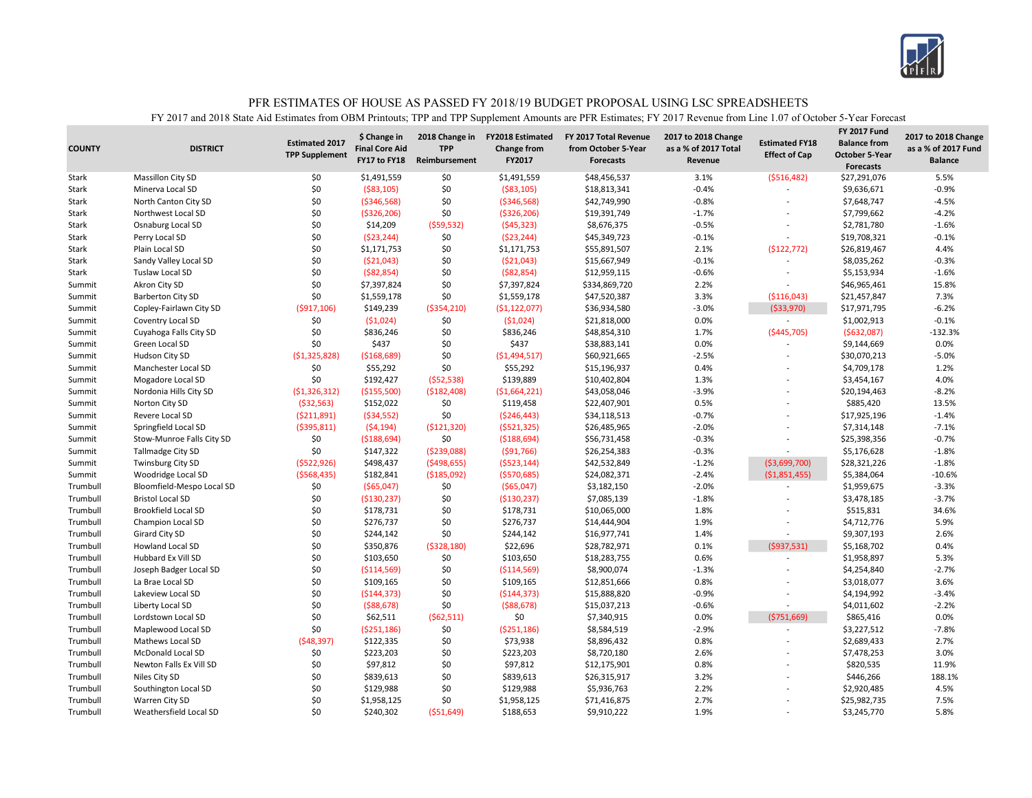# PFR ESTIMATES OF HOUSE AS PASSED FY 2018/19 BUDGET PROPOSAL USING LSC SPREADSHEETS

FY 2017 and 2018 State Aid Estimates from OBM Printouts; TPP and TPP Supplement Amounts are PFR Estimates; FY 2017 Revenue from Line 1.07 of October 5-Year Forecast

| COUNTY | DISTRICT | Estimated 2017 TPP Supplement | $ Change in Final Core Aid FY17 to FY18 | 2018 Change in TPP Reimbursement | FY2018 Estimated Change from FY2017 | FY 2017 Total Revenue from October 5-Year Forecasts | 2017 to 2018 Change as a % of 2017 Total Revenue | Estimated FY18 Effect of Cap | FY 2017 Fund Balance from October 5-Year Forecasts | 2017 to 2018 Change as a % of 2017 Fund Balance |
|---|---|---|---|---|---|---|---|---|---|---|
| Stark | Massillon City SD | $0 | $1,491,559 | $0 | $1,491,559 | $48,456,537 | 3.1% | ($516,482) | $27,291,076 | 5.5% |
| Stark | Minerva Local SD | $0 | ($83,105) | $0 | ($83,105) | $18,813,341 | -0.4% | - | $9,636,671 | -0.9% |
| Stark | North Canton City SD | $0 | ($346,568) | $0 | ($346,568) | $42,749,990 | -0.8% | - | $7,648,747 | -4.5% |
| Stark | Northwest Local SD | $0 | ($326,206) | $0 | ($326,206) | $19,391,749 | -1.7% | - | $7,799,662 | -4.2% |
| Stark | Osnaburg Local SD | $0 | $14,209 | ($59,532) | ($45,323) | $8,676,375 | -0.5% | - | $2,781,780 | -1.6% |
| Stark | Perry Local SD | $0 | ($23,244) | $0 | ($23,244) | $45,349,723 | -0.1% | - | $19,708,321 | -0.1% |
| Stark | Plain Local SD | $0 | $1,171,753 | $0 | $1,171,753 | $55,891,507 | 2.1% | ($122,772) | $26,819,467 | 4.4% |
| Stark | Sandy Valley Local SD | $0 | ($21,043) | $0 | ($21,043) | $15,667,949 | -0.1% | - | $8,035,262 | -0.3% |
| Stark | Tuslaw Local SD | $0 | ($82,854) | $0 | ($82,854) | $12,959,115 | -0.6% | - | $5,153,934 | -1.6% |
| Summit | Akron City SD | $0 | $7,397,824 | $0 | $7,397,824 | $334,869,720 | 2.2% | - | $46,965,461 | 15.8% |
| Summit | Barberton City SD | $0 | $1,559,178 | $0 | $1,559,178 | $47,520,387 | 3.3% | ($116,043) | $21,457,847 | 7.3% |
| Summit | Copley-Fairlawn City SD | ($917,106) | $149,239 | ($354,210) | ($1,122,077) | $36,934,580 | -3.0% | ($33,970) | $17,971,795 | -6.2% |
| Summit | Coventry Local SD | $0 | ($1,024) | $0 | ($1,024) | $21,818,000 | 0.0% | - | $1,002,913 | -0.1% |
| Summit | Cuyahoga Falls City SD | $0 | $836,246 | $0 | $836,246 | $48,854,310 | 1.7% | ($445,705) | ($632,087) | -132.3% |
| Summit | Green Local SD | $0 | $437 | $0 | $437 | $38,883,141 | 0.0% | - | $9,144,669 | 0.0% |
| Summit | Hudson City SD | ($1,325,828) | ($168,689) | $0 | ($1,494,517) | $60,921,665 | -2.5% | - | $30,070,213 | -5.0% |
| Summit | Manchester Local SD | $0 | $55,292 | $0 | $55,292 | $15,196,937 | 0.4% | - | $4,709,178 | 1.2% |
| Summit | Mogadore Local SD | $0 | $192,427 | ($52,538) | $139,889 | $10,402,804 | 1.3% | - | $3,454,167 | 4.0% |
| Summit | Nordonia Hills City SD | ($1,326,312) | ($155,500) | ($182,408) | ($1,664,221) | $43,058,046 | -3.9% | - | $20,194,463 | -8.2% |
| Summit | Norton City SD | ($32,563) | $152,022 | $0 | $119,458 | $22,407,901 | 0.5% | - | $885,420 | 13.5% |
| Summit | Revere Local SD | ($211,891) | ($34,552) | $0 | ($246,443) | $34,118,513 | -0.7% | - | $17,925,196 | -1.4% |
| Summit | Springfield Local SD | ($395,811) | ($4,194) | ($121,320) | ($521,325) | $26,485,965 | -2.0% | - | $7,314,148 | -7.1% |
| Summit | Stow-Munroe Falls City SD | $0 | ($188,694) | $0 | ($188,694) | $56,731,458 | -0.3% | - | $25,398,356 | -0.7% |
| Summit | Tallmadge City SD | $0 | $147,322 | ($239,088) | ($91,766) | $26,254,383 | -0.3% | - | $5,176,628 | -1.8% |
| Summit | Twinsburg City SD | ($522,926) | $498,437 | ($498,655) | ($523,144) | $42,532,849 | -1.2% | ($3,699,700) | $28,321,226 | -1.8% |
| Summit | Woodridge Local SD | ($568,435) | $182,841 | ($185,092) | ($570,685) | $24,082,371 | -2.4% | ($1,851,455) | $5,384,064 | -10.6% |
| Trumbull | Bloomfield-Mespo Local SD | $0 | ($65,047) | $0 | ($65,047) | $3,182,150 | -2.0% | - | $1,959,675 | -3.3% |
| Trumbull | Bristol Local SD | $0 | ($130,237) | $0 | ($130,237) | $7,085,139 | -1.8% | - | $3,478,185 | -3.7% |
| Trumbull | Brookfield Local SD | $0 | $178,731 | $0 | $178,731 | $10,065,000 | 1.8% | - | $515,831 | 34.6% |
| Trumbull | Champion Local SD | $0 | $276,737 | $0 | $276,737 | $14,444,904 | 1.9% | - | $4,712,776 | 5.9% |
| Trumbull | Girard City SD | $0 | $244,142 | $0 | $244,142 | $16,977,741 | 1.4% | - | $9,307,193 | 2.6% |
| Trumbull | Howland Local SD | $0 | $350,876 | ($328,180) | $22,696 | $28,782,971 | 0.1% | ($937,531) | $5,168,702 | 0.4% |
| Trumbull | Hubbard Ex Vill SD | $0 | $103,650 | $0 | $103,650 | $18,283,755 | 0.6% | - | $1,958,897 | 5.3% |
| Trumbull | Joseph Badger Local SD | $0 | ($114,569) | $0 | ($114,569) | $8,900,074 | -1.3% | - | $4,254,840 | -2.7% |
| Trumbull | La Brae Local SD | $0 | $109,165 | $0 | $109,165 | $12,851,666 | 0.8% | - | $3,018,077 | 3.6% |
| Trumbull | Lakeview Local SD | $0 | ($144,373) | $0 | ($144,373) | $15,888,820 | -0.9% | - | $4,194,992 | -3.4% |
| Trumbull | Liberty Local SD | $0 | ($88,678) | $0 | ($88,678) | $15,037,213 | -0.6% | - | $4,011,602 | -2.2% |
| Trumbull | Lordstown Local SD | $0 | $62,511 | ($62,511) | $0 | $7,340,915 | 0.0% | ($751,669) | $865,416 | 0.0% |
| Trumbull | Maplewood Local SD | $0 | ($251,186) | $0 | ($251,186) | $8,584,519 | -2.9% | - | $3,227,512 | -7.8% |
| Trumbull | Mathews Local SD | ($48,397) | $122,335 | $0 | $73,938 | $8,896,432 | 0.8% | - | $2,689,433 | 2.7% |
| Trumbull | McDonald Local SD | $0 | $223,203 | $0 | $223,203 | $8,720,180 | 2.6% | - | $7,478,253 | 3.0% |
| Trumbull | Newton Falls Ex Vill SD | $0 | $97,812 | $0 | $97,812 | $12,175,901 | 0.8% | - | $820,535 | 11.9% |
| Trumbull | Niles City SD | $0 | $839,613 | $0 | $839,613 | $26,315,917 | 3.2% | - | $446,266 | 188.1% |
| Trumbull | Southington Local SD | $0 | $129,988 | $0 | $129,988 | $5,936,763 | 2.2% | - | $2,920,485 | 4.5% |
| Trumbull | Warren City SD | $0 | $1,958,125 | $0 | $1,958,125 | $71,416,875 | 2.7% | - | $25,982,735 | 7.5% |
| Trumbull | Weathersfield Local SD | $0 | $240,302 | ($51,649) | $188,653 | $9,910,222 | 1.9% | - | $3,245,770 | 5.8% |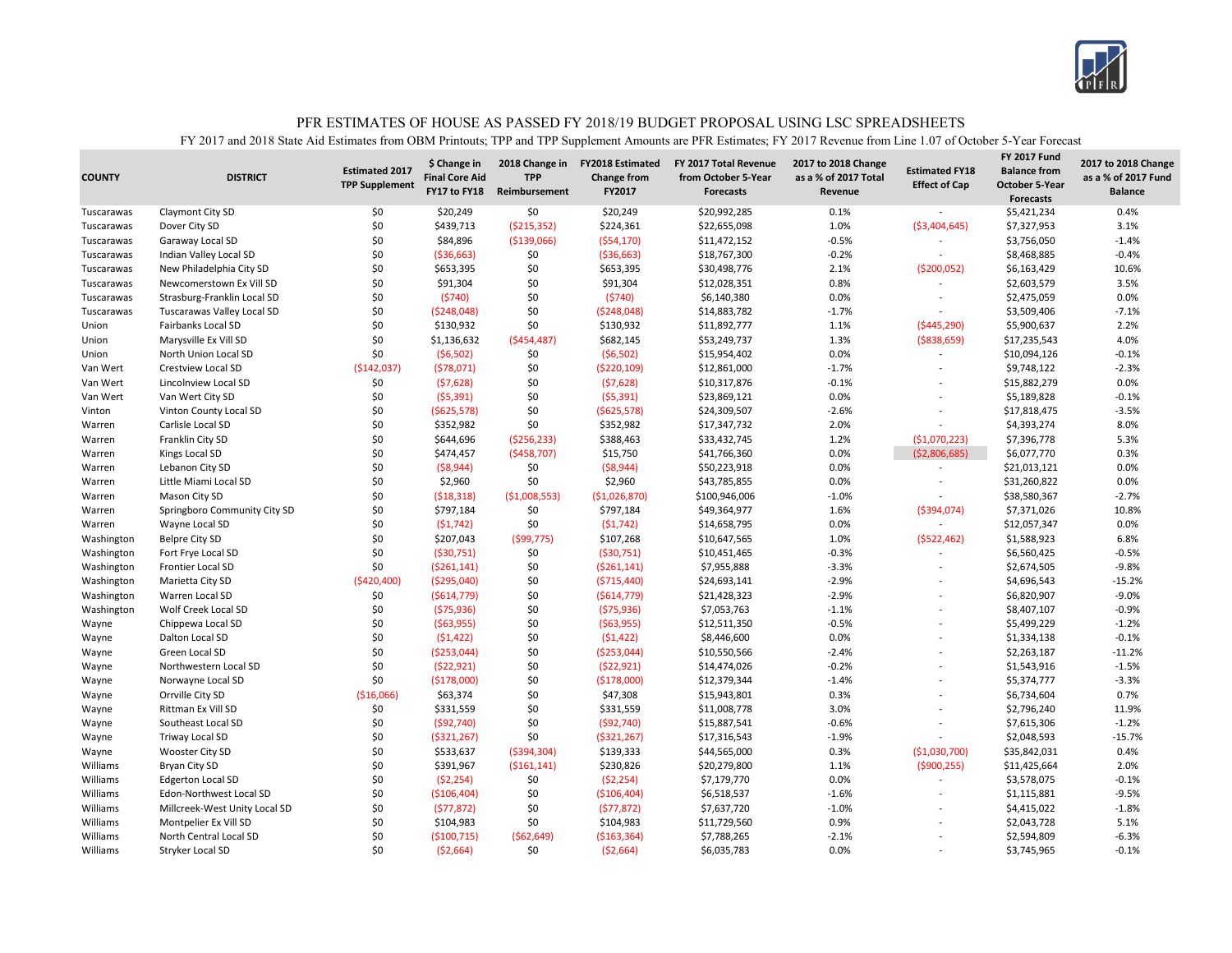# PFR ESTIMATES OF HOUSE AS PASSED FY 2018/19 BUDGET PROPOSAL USING LSC SPREADSHEETS

FY 2017 and 2018 State Aid Estimates from OBM Printouts; TPP and TPP Supplement Amounts are PFR Estimates; FY 2017 Revenue from Line 1.07 of October 5-Year Forecast

| COUNTY | DISTRICT | Estimated 2017 TPP Supplement | $ Change in Final Core Aid FY17 to FY18 | 2018 Change in TPP Reimbursement | FY2018 Estimated Change from FY2017 | FY 2017 Total Revenue from October 5-Year Forecasts | 2017 to 2018 Change as a % of 2017 Total Revenue | Estimated FY18 Effect of Cap | FY 2017 Fund Balance from October 5-Year Forecasts | 2017 to 2018 Change as a % of 2017 Fund Balance |
|---|---|---|---|---|---|---|---|---|---|---|
| Tuscarawas | Claymont City SD | $0 | $20,249 | $0 | $20,249 | $20,992,285 | 0.1% | - | $5,421,234 | 0.4% |
| Tuscarawas | Dover City SD | $0 | $439,713 | ($215,352) | $224,361 | $22,655,098 | 1.0% | ($3,404,645) | $7,327,953 | 3.1% |
| Tuscarawas | Garaway Local SD | $0 | $84,896 | ($139,066) | ($54,170) | $11,472,152 | -0.5% | - | $3,756,050 | -1.4% |
| Tuscarawas | Indian Valley Local SD | $0 | ($36,663) | $0 | ($36,663) | $18,767,300 | -0.2% | - | $8,468,885 | -0.4% |
| Tuscarawas | New Philadelphia City SD | $0 | $653,395 | $0 | $653,395 | $30,498,776 | 2.1% | ($200,052) | $6,163,429 | 10.6% |
| Tuscarawas | Newcomerstown Ex Vill SD | $0 | $91,304 | $0 | $91,304 | $12,028,351 | 0.8% | - | $2,603,579 | 3.5% |
| Tuscarawas | Strasburg-Franklin Local SD | $0 | ($740) | $0 | ($740) | $6,140,380 | 0.0% | - | $2,475,059 | 0.0% |
| Tuscarawas | Tuscarawas Valley Local SD | $0 | ($248,048) | $0 | ($248,048) | $14,883,782 | -1.7% | - | $3,509,406 | -7.1% |
| Union | Fairbanks Local SD | $0 | $130,932 | $0 | $130,932 | $11,892,777 | 1.1% | ($445,290) | $5,900,637 | 2.2% |
| Union | Marysville Ex Vill SD | $0 | $1,136,632 | ($454,487) | $682,145 | $53,249,737 | 1.3% | ($838,659) | $17,235,543 | 4.0% |
| Union | North Union Local SD | $0 | ($6,502) | $0 | ($6,502) | $15,954,402 | 0.0% | - | $10,094,126 | -0.1% |
| Van Wert | Crestview Local SD | ($142,037) | ($78,071) | $0 | ($220,109) | $12,861,000 | -1.7% | - | $9,748,122 | -2.3% |
| Van Wert | Lincolnview Local SD | $0 | ($7,628) | $0 | ($7,628) | $10,317,876 | -0.1% | - | $15,882,279 | 0.0% |
| Van Wert | Van Wert City SD | $0 | ($5,391) | $0 | ($5,391) | $23,869,121 | 0.0% | - | $5,189,828 | -0.1% |
| Vinton | Vinton County Local SD | $0 | ($625,578) | $0 | ($625,578) | $24,309,507 | -2.6% | - | $17,818,475 | -3.5% |
| Warren | Carlisle Local SD | $0 | $352,982 | $0 | $352,982 | $17,347,732 | 2.0% | - | $4,393,274 | 8.0% |
| Warren | Franklin City SD | $0 | $644,696 | ($256,233) | $388,463 | $33,432,745 | 1.2% | ($1,070,223) | $7,396,778 | 5.3% |
| Warren | Kings Local SD | $0 | $474,457 | ($458,707) | $15,750 | $41,766,360 | 0.0% | ($2,806,685) | $6,077,770 | 0.3% |
| Warren | Lebanon City SD | $0 | ($8,944) | $0 | ($8,944) | $50,223,918 | 0.0% | - | $21,013,121 | 0.0% |
| Warren | Little Miami Local SD | $0 | $2,960 | $0 | $2,960 | $43,785,855 | 0.0% | - | $31,260,822 | 0.0% |
| Warren | Mason City SD | $0 | ($18,318) | ($1,008,553) | ($1,026,870) | $100,946,006 | -1.0% | - | $38,580,367 | -2.7% |
| Warren | Springboro Community City SD | $0 | $797,184 | $0 | $797,184 | $49,364,977 | 1.6% | ($394,074) | $7,371,026 | 10.8% |
| Warren | Wayne Local SD | $0 | ($1,742) | $0 | ($1,742) | $14,658,795 | 0.0% | - | $12,057,347 | 0.0% |
| Washington | Belpre City SD | $0 | $207,043 | ($99,775) | $107,268 | $10,647,565 | 1.0% | ($522,462) | $1,588,923 | 6.8% |
| Washington | Fort Frye Local SD | $0 | ($30,751) | $0 | ($30,751) | $10,451,465 | -0.3% | - | $6,560,425 | -0.5% |
| Washington | Frontier Local SD | $0 | ($261,141) | $0 | ($261,141) | $7,955,888 | -3.3% | - | $2,674,505 | -9.8% |
| Washington | Marietta City SD | ($420,400) | ($295,040) | $0 | ($715,440) | $24,693,141 | -2.9% | - | $4,696,543 | -15.2% |
| Washington | Warren Local SD | $0 | ($614,779) | $0 | ($614,779) | $21,428,323 | -2.9% | - | $6,820,907 | -9.0% |
| Washington | Wolf Creek Local SD | $0 | ($75,936) | $0 | ($75,936) | $7,053,763 | -1.1% | - | $8,407,107 | -0.9% |
| Wayne | Chippewa Local SD | $0 | ($63,955) | $0 | ($63,955) | $12,511,350 | -0.5% | - | $5,499,229 | -1.2% |
| Wayne | Dalton Local SD | $0 | ($1,422) | $0 | ($1,422) | $8,446,600 | 0.0% | - | $1,334,138 | -0.1% |
| Wayne | Green Local SD | $0 | ($253,044) | $0 | ($253,044) | $10,550,566 | -2.4% | - | $2,263,187 | -11.2% |
| Wayne | Northwestern Local SD | $0 | ($22,921) | $0 | ($22,921) | $14,474,026 | -0.2% | - | $1,543,916 | -1.5% |
| Wayne | Norwayne Local SD | $0 | ($178,000) | $0 | ($178,000) | $12,379,344 | -1.4% | - | $5,374,777 | -3.3% |
| Wayne | Orrville City SD | ($16,066) | $63,374 | $0 | $47,308 | $15,943,801 | 0.3% | - | $6,734,604 | 0.7% |
| Wayne | Rittman Ex Vill SD | $0 | $331,559 | $0 | $331,559 | $11,008,778 | 3.0% | - | $2,796,240 | 11.9% |
| Wayne | Southeast Local SD | $0 | ($92,740) | $0 | ($92,740) | $15,887,541 | -0.6% | - | $7,615,306 | -1.2% |
| Wayne | Triway Local SD | $0 | ($321,267) | $0 | ($321,267) | $17,316,543 | -1.9% | - | $2,048,593 | -15.7% |
| Wayne | Wooster City SD | $0 | $533,637 | ($394,304) | $139,333 | $44,565,000 | 0.3% | ($1,030,700) | $35,842,031 | 0.4% |
| Williams | Bryan City SD | $0 | $391,967 | ($161,141) | $230,826 | $20,279,800 | 1.1% | ($900,255) | $11,425,664 | 2.0% |
| Williams | Edgerton Local SD | $0 | ($2,254) | $0 | ($2,254) | $7,179,770 | 0.0% | - | $3,578,075 | -0.1% |
| Williams | Edon-Northwest Local SD | $0 | ($106,404) | $0 | ($106,404) | $6,518,537 | -1.6% | - | $1,115,881 | -9.5% |
| Williams | Millcreek-West Unity Local SD | $0 | ($77,872) | $0 | ($77,872) | $7,637,720 | -1.0% | - | $4,415,022 | -1.8% |
| Williams | Montpelier Ex Vill SD | $0 | $104,983 | $0 | $104,983 | $11,729,560 | 0.9% | - | $2,043,728 | 5.1% |
| Williams | North Central Local SD | $0 | ($100,715) | ($62,649) | ($163,364) | $7,788,265 | -2.1% | - | $2,594,809 | -6.3% |
| Williams | Stryker Local SD | $0 | ($2,664) | $0 | ($2,664) | $6,035,783 | 0.0% | - | $3,745,965 | -0.1% |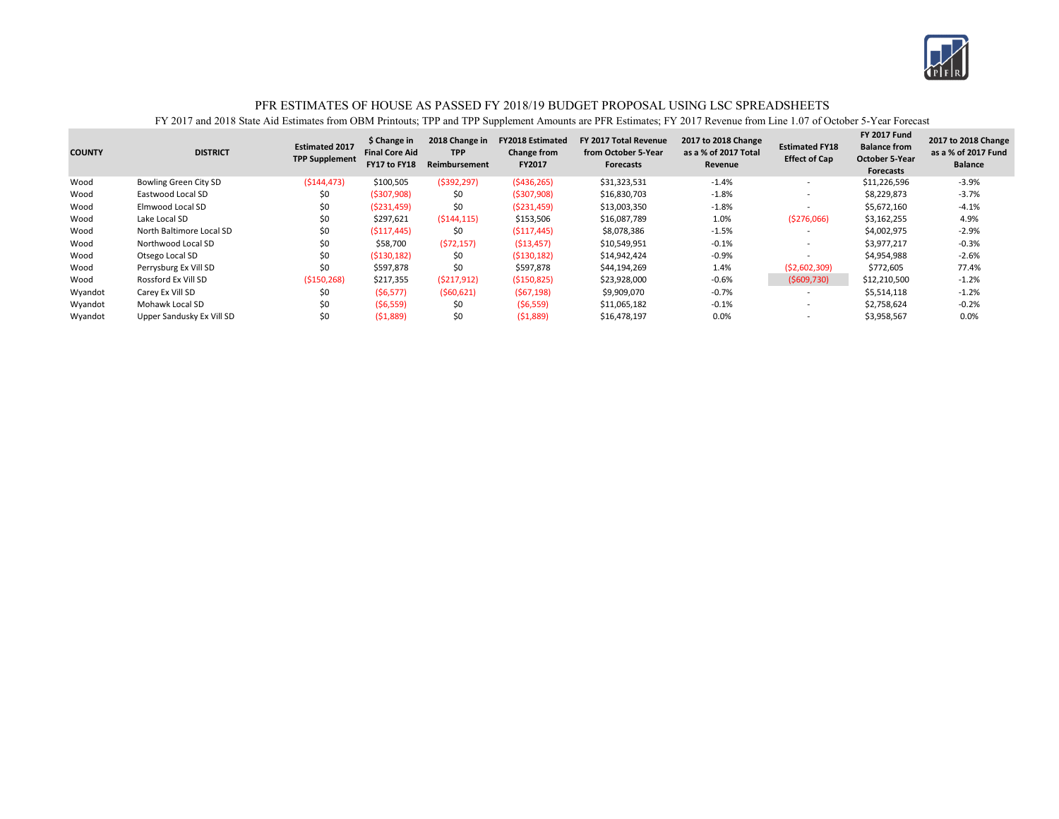# PFR ESTIMATES OF HOUSE AS PASSED FY 2018/19 BUDGET PROPOSAL USING LSC SPREADSHEETS

FY 2017 and 2018 State Aid Estimates from OBM Printouts; TPP and TPP Supplement Amounts are PFR Estimates; FY 2017 Revenue from Line 1.07 of October 5-Year Forecast

| COUNTY | DISTRICT | Estimated 2017 TPP Supplement | $ Change in Final Core Aid FY17 to FY18 | 2018 Change in TPP Reimbursement | FY2018 Estimated Change from FY2017 | FY 2017 Total Revenue from October 5-Year Forecasts | 2017 to 2018 Change as a % of 2017 Total Revenue | Estimated FY18 Effect of Cap | FY 2017 Fund Balance from October 5-Year Forecasts | 2017 to 2018 Change as a % of 2017 Fund Balance |
|---|---|---|---|---|---|---|---|---|---|---|
| Wood | Bowling Green City SD | ($144,473) | $100,505 | ($392,297) | ($436,265) | $31,323,531 | -1.4% | - | $11,226,596 | -3.9% |
| Wood | Eastwood Local SD | $0 | ($307,908) | $0 | ($307,908) | $16,830,703 | -1.8% | - | $8,229,873 | -3.7% |
| Wood | Elmwood Local SD | $0 | ($231,459) | $0 | ($231,459) | $13,003,350 | -1.8% | - | $5,672,160 | -4.1% |
| Wood | Lake Local SD | $0 | $297,621 | ($144,115) | $153,506 | $16,087,789 | 1.0% | ($276,066) | $3,162,255 | 4.9% |
| Wood | North Baltimore Local SD | $0 | ($117,445) | $0 | ($117,445) | $8,078,386 | -1.5% | - | $4,002,975 | -2.9% |
| Wood | Northwood Local SD | $0 | $58,700 | ($72,157) | ($13,457) | $10,549,951 | -0.1% | - | $3,977,217 | -0.3% |
| Wood | Otsego Local SD | $0 | ($130,182) | $0 | ($130,182) | $14,942,424 | -0.9% | - | $4,954,988 | -2.6% |
| Wood | Perrysburg Ex Vill SD | $0 | $597,878 | $0 | $597,878 | $44,194,269 | 1.4% | ($2,602,309) | $772,605 | 77.4% |
| Wood | Rossford Ex Vill SD | ($150,268) | $217,355 | ($217,912) | ($150,825) | $23,928,000 | -0.6% | ($609,730) | $12,210,500 | -1.2% |
| Wyandot | Carey Ex Vill SD | $0 | ($6,577) | ($60,621) | ($67,198) | $9,909,070 | -0.7% | - | $5,514,118 | -1.2% |
| Wyandot | Mohawk Local SD | $0 | ($6,559) | $0 | ($6,559) | $11,065,182 | -0.1% | - | $2,758,624 | -0.2% |
| Wyandot | Upper Sandusky Ex Vill SD | $0 | ($1,889) | $0 | ($1,889) | $16,478,197 | 0.0% | - | $3,958,567 | 0.0% |